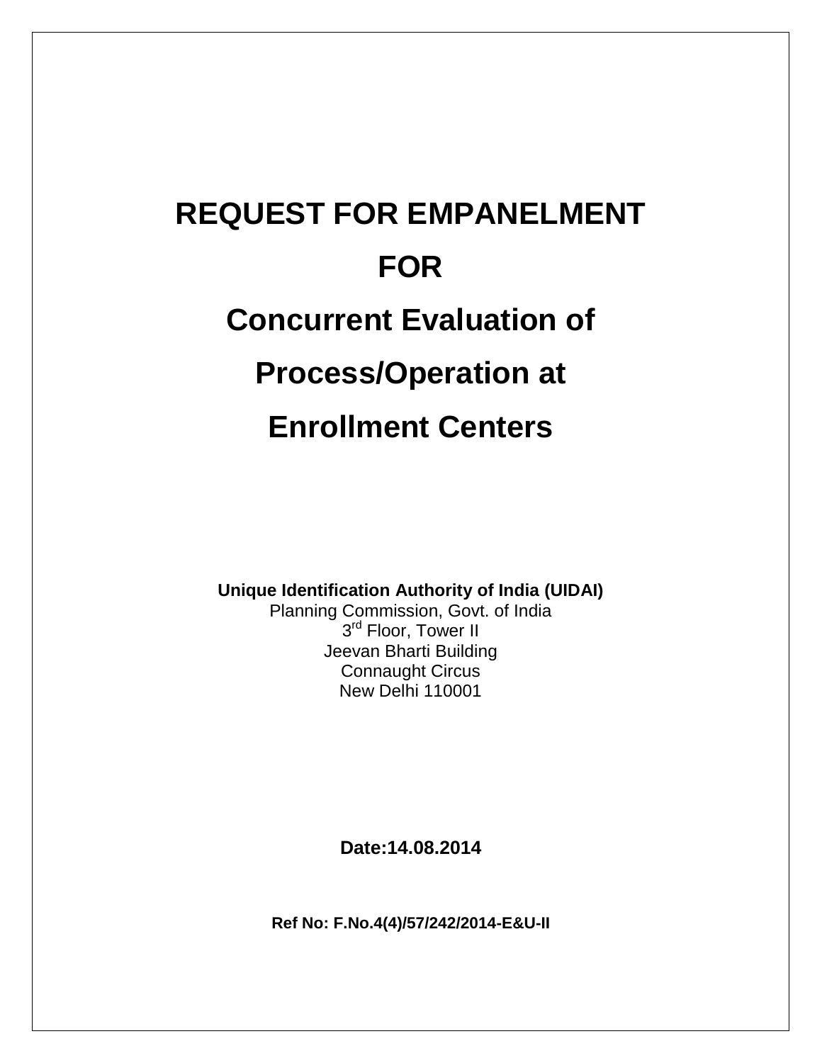# REQUEST FOR EMPANELMENT

# FOR

# Concurrent Evaluation of

# Process/Operation at

# Enrollment Centers

**Unique Identification Authority of India (UIDAI)**
Planning Commission, Govt. of India
3rd Floor, Tower II
Jeevan Bharti Building
Connaught Circus
New Delhi 110001

**Date:14.08.2014**

**Ref No: F.No.4(4)/57/242/2014-E&U-II**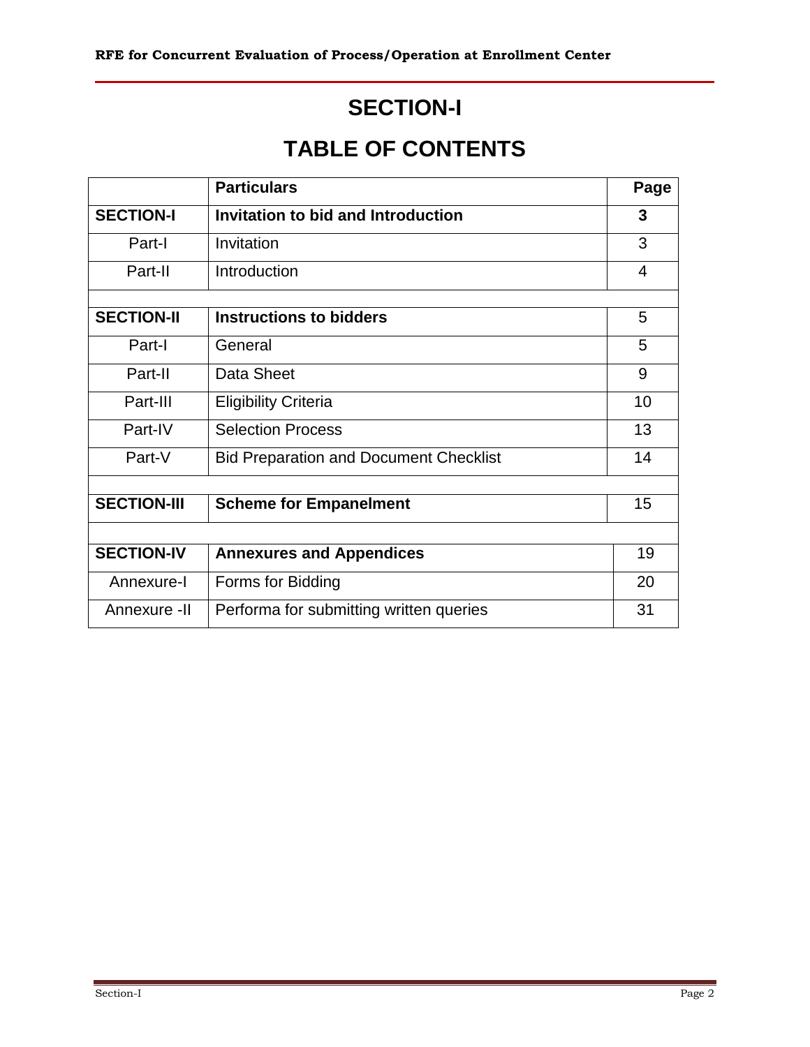# SECTION-I

# TABLE OF CONTENTS

| | Particulars | Page |
|---|---|---|
| **SECTION-I** | **Invitation to bid and Introduction** | **3** |
| Part-I | Invitation | 3 |
| Part-II | Introduction | 4 |
| | | |
| **SECTION-II** | **Instructions to bidders** | 5 |
| Part-I | General | 5 |
| Part-II | Data Sheet | 9 |
| Part-III | Eligibility Criteria | 10 |
| Part-IV | Selection Process | 13 |
| Part-V | Bid Preparation and Document Checklist | 14 |
| | | |
| **SECTION-III** | **Scheme for Empanelment** | 15 |
| | | |
| **SECTION-IV** | **Annexures and Appendices** | 19 |
| Annexure-I | Forms for Bidding | 20 |
| Annexure -II | Performa for submitting written queries | 31 |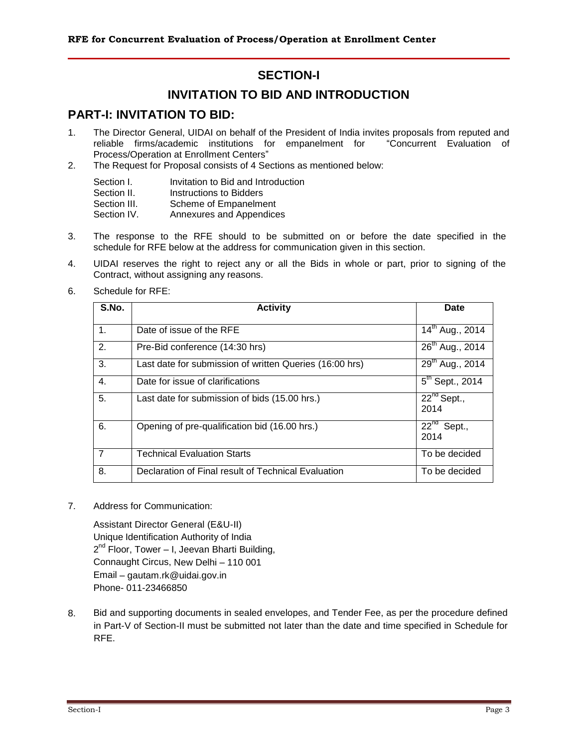# SECTION-I

# INVITATION TO BID AND INTRODUCTION

## PART-I: INVITATION TO BID:

1. The Director General, UIDAI on behalf of the President of India invites proposals from reputed and reliable firms/academic institutions for empanelment for "Concurrent Evaluation of Process/Operation at Enrollment Centers"
2. The Request for Proposal consists of 4 Sections as mentioned below:

   | | |
   |---|---|
   | Section I. | Invitation to Bid and Introduction |
   | Section II. | Instructions to Bidders |
   | Section III. | Scheme of Empanelment |
   | Section IV. | Annexures and Appendices |

3. The response to the RFE should to be submitted on or before the date specified in the schedule for RFE below at the address for communication given in this section.
4. UIDAI reserves the right to reject any or all the Bids in whole or part, prior to signing of the Contract, without assigning any reasons.

6. Schedule for RFE:

| S.No. | Activity | Date |
|---|---|---|
| 1. | Date of issue of the RFE | 14th Aug., 2014 |
| 2. | Pre-Bid conference (14:30 hrs) | 26th Aug., 2014 |
| 3. | Last date for submission of written Queries (16:00 hrs) | 29th Aug., 2014 |
| 4. | Date for issue of clarifications | 5th Sept., 2014 |
| 5. | Last date for submission of bids (15.00 hrs.) | 22nd Sept., 2014 |
| 6. | Opening of pre-qualification bid (16.00 hrs.) | 22nd Sept., 2014 |
| 7 | Technical Evaluation Starts | To be decided |
| 8. | Declaration of Final result of Technical Evaluation | To be decided |

7. Address for Communication:

   Assistant Director General (E&U-II)  
   Unique Identification Authority of India  
   2nd Floor, Tower – I, Jeevan Bharti Building,  
   Connaught Circus, New Delhi – 110 001  
   Email – gautam.rk@uidai.gov.in  
   Phone- 011-23466850

8. Bid and supporting documents in sealed envelopes, and Tender Fee, as per the procedure defined in Part-V of Section-II must be submitted not later than the date and time specified in Schedule for RFE.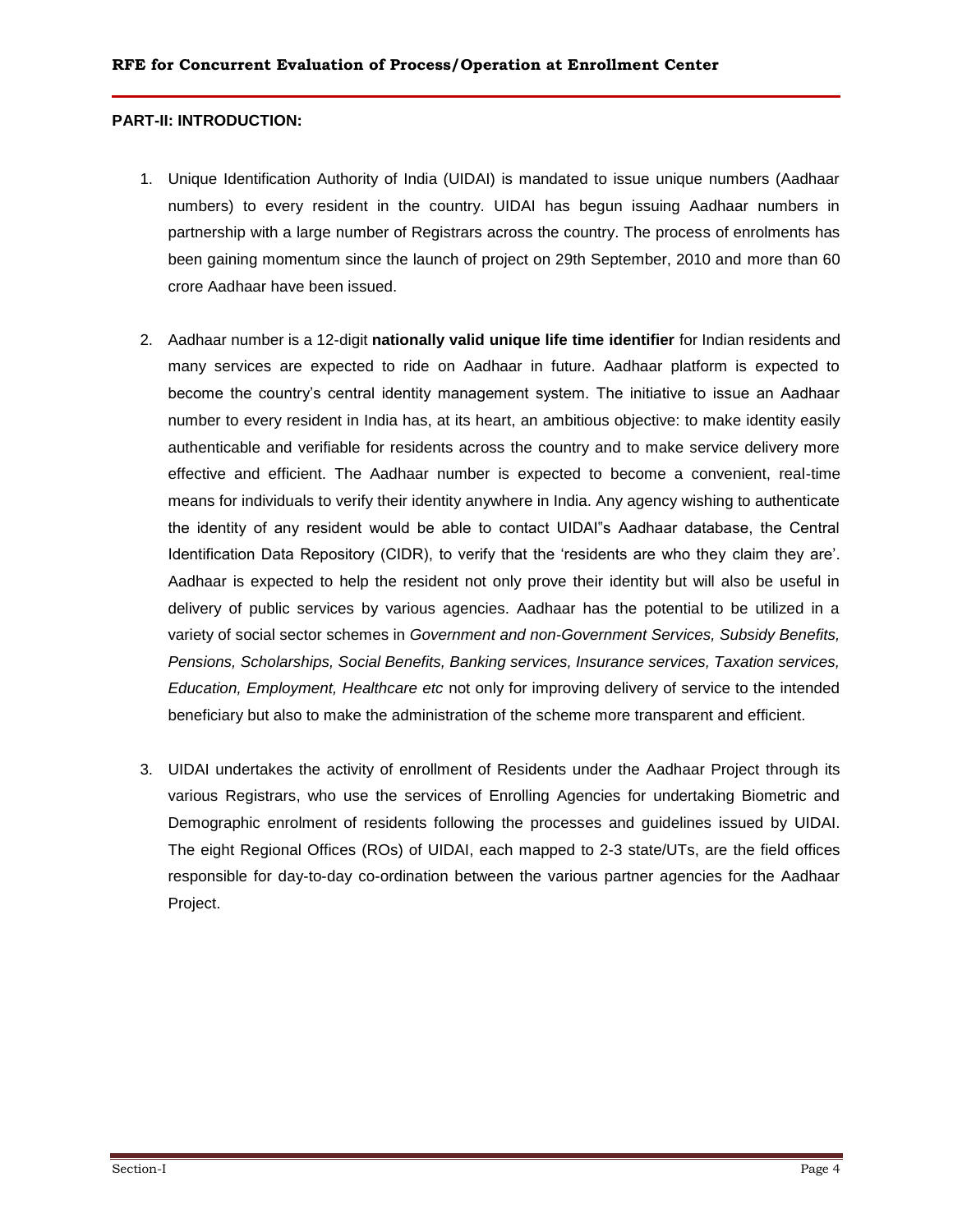**PART-II: INTRODUCTION:**

1. Unique Identification Authority of India (UIDAI) is mandated to issue unique numbers (Aadhaar numbers) to every resident in the country. UIDAI has begun issuing Aadhaar numbers in partnership with a large number of Registrars across the country. The process of enrolments has been gaining momentum since the launch of project on 29th September, 2010 and more than 60 crore Aadhaar have been issued.

2. Aadhaar number is a 12-digit **nationally valid unique life time identifier** for Indian residents and many services are expected to ride on Aadhaar in future. Aadhaar platform is expected to become the country's central identity management system. The initiative to issue an Aadhaar number to every resident in India has, at its heart, an ambitious objective: to make identity easily authenticable and verifiable for residents across the country and to make service delivery more effective and efficient. The Aadhaar number is expected to become a convenient, real-time means for individuals to verify their identity anywhere in India. Any agency wishing to authenticate the identity of any resident would be able to contact UIDAI"s Aadhaar database, the Central Identification Data Repository (CIDR), to verify that the 'residents are who they claim they are'. Aadhaar is expected to help the resident not only prove their identity but will also be useful in delivery of public services by various agencies. Aadhaar has the potential to be utilized in a variety of social sector schemes in *Government and non-Government Services, Subsidy Benefits, Pensions, Scholarships, Social Benefits, Banking services, Insurance services, Taxation services, Education, Employment, Healthcare etc* not only for improving delivery of service to the intended beneficiary but also to make the administration of the scheme more transparent and efficient.

3. UIDAI undertakes the activity of enrollment of Residents under the Aadhaar Project through its various Registrars, who use the services of Enrolling Agencies for undertaking Biometric and Demographic enrolment of residents following the processes and guidelines issued by UIDAI. The eight Regional Offices (ROs) of UIDAI, each mapped to 2-3 state/UTs, are the field offices responsible for day-to-day co-ordination between the various partner agencies for the Aadhaar Project.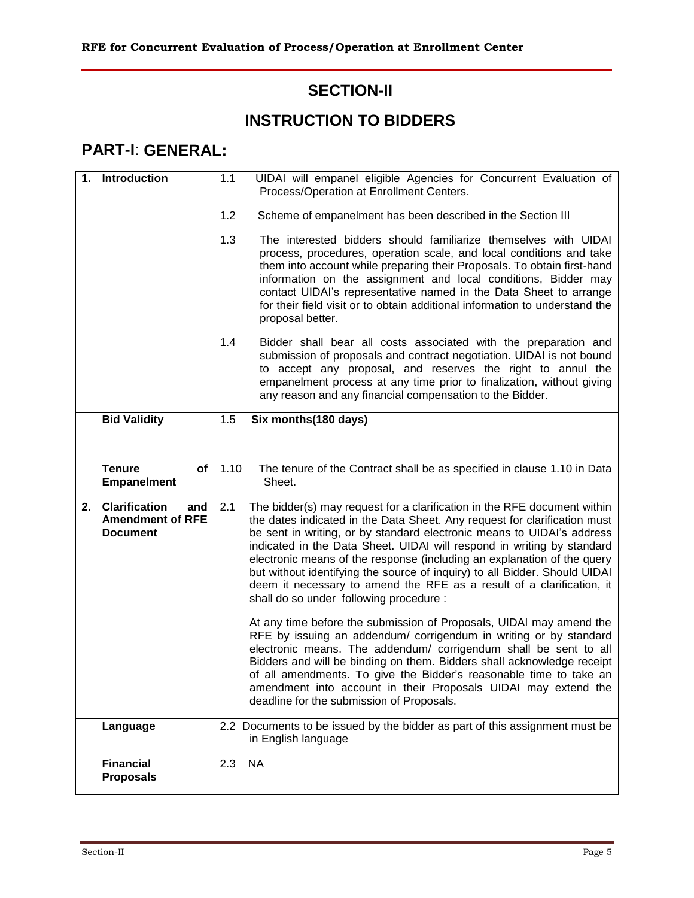## SECTION-II

## INSTRUCTION TO BIDDERS

## PART-I: GENERAL:

| | |
|---|---|
| **1. Introduction** | 1.1 UIDAI will empanel eligible Agencies for Concurrent Evaluation of Process/Operation at Enrollment Centers.<br><br>1.2 Scheme of empanelment has been described in the Section III<br><br>1.3 The interested bidders should familiarize themselves with UIDAI process, procedures, operation scale, and local conditions and take them into account while preparing their Proposals. To obtain first-hand information on the assignment and local conditions, Bidder may contact UIDAI's representative named in the Data Sheet to arrange for their field visit or to obtain additional information to understand the proposal better.<br><br>1.4 Bidder shall bear all costs associated with the preparation and submission of proposals and contract negotiation. UIDAI is not bound to accept any proposal, and reserves the right to annul the empanelment process at any time prior to finalization, without giving any reason and any financial compensation to the Bidder. |
| **Bid Validity** | 1.5 **Six months(180 days)** |
| **Tenure of Empanelment** | 1.10 The tenure of the Contract shall be as specified in clause 1.10 in Data Sheet. |
| **2. Clarification and Amendment of RFE Document** | 2.1 The bidder(s) may request for a clarification in the RFE document within the dates indicated in the Data Sheet. Any request for clarification must be sent in writing, or by standard electronic means to UIDAI's address indicated in the Data Sheet. UIDAI will respond in writing by standard electronic means of the response (including an explanation of the query but without identifying the source of inquiry) to all Bidder. Should UIDAI deem it necessary to amend the RFE as a result of a clarification, it shall do so under following procedure :<br><br>At any time before the submission of Proposals, UIDAI may amend the RFE by issuing an addendum/ corrigendum in writing or by standard electronic means. The addendum/ corrigendum shall be sent to all Bidders and will be binding on them. Bidders shall acknowledge receipt of all amendments. To give the Bidder's reasonable time to take an amendment into account in their Proposals UIDAI may extend the deadline for the submission of Proposals. |
| **Language** | 2.2 Documents to be issued by the bidder as part of this assignment must be in English language |
| **Financial Proposals** | 2.3 NA |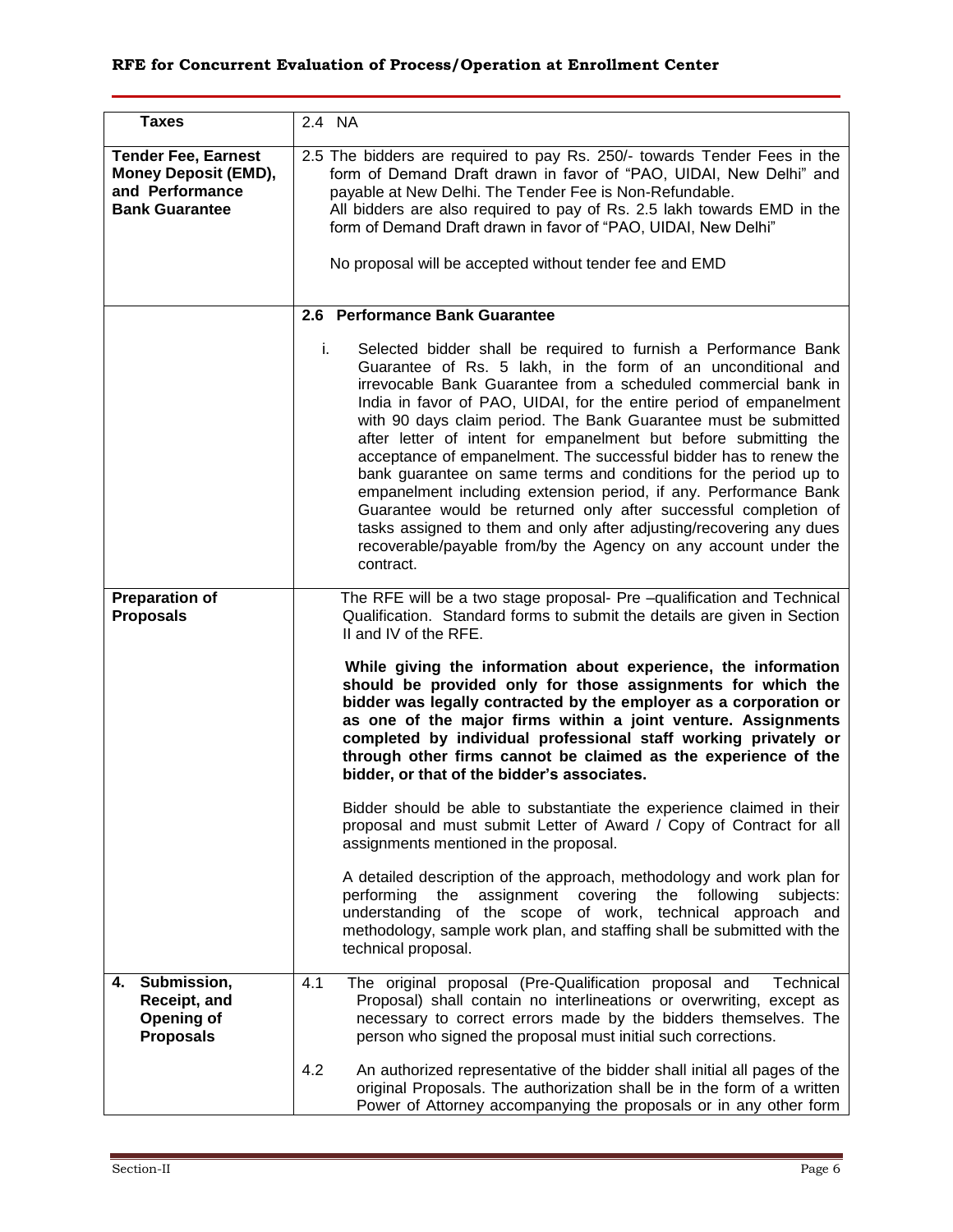| **Taxes** | 2.4 NA |
|---|---|
| **Tender Fee, Earnest Money Deposit (EMD), and Performance Bank Guarantee** | 2.5 The bidders are required to pay Rs. 250/- towards Tender Fees in the form of Demand Draft drawn in favor of "PAO, UIDAI, New Delhi" and payable at New Delhi. The Tender Fee is Non-Refundable.<br>All bidders are also required to pay of Rs. 2.5 lakh towards EMD in the form of Demand Draft drawn in favor of "PAO, UIDAI, New Delhi"<br><br>No proposal will be accepted without tender fee and EMD |
| | **2.6 Performance Bank Guarantee**<br><br>i. Selected bidder shall be required to furnish a Performance Bank Guarantee of Rs. 5 lakh, in the form of an unconditional and irrevocable Bank Guarantee from a scheduled commercial bank in India in favor of PAO, UIDAI, for the entire period of empanelment with 90 days claim period. The Bank Guarantee must be submitted after letter of intent for empanelment but before submitting the acceptance of empanelment. The successful bidder has to renew the bank guarantee on same terms and conditions for the period up to empanelment including extension period, if any. Performance Bank Guarantee would be returned only after successful completion of tasks assigned to them and only after adjusting/recovering any dues recoverable/payable from/by the Agency on any account under the contract. |
| **Preparation of Proposals** | The RFE will be a two stage proposal- Pre –qualification and Technical Qualification. Standard forms to submit the details are given in Section II and IV of the RFE.<br><br>**While giving the information about experience, the information should be provided only for those assignments for which the bidder was legally contracted by the employer as a corporation or as one of the major firms within a joint venture. Assignments completed by individual professional staff working privately or through other firms cannot be claimed as the experience of the bidder, or that of the bidder's associates.**<br><br>Bidder should be able to substantiate the experience claimed in their proposal and must submit Letter of Award / Copy of Contract for all assignments mentioned in the proposal.<br><br>A detailed description of the approach, methodology and work plan for performing the assignment covering the following subjects: understanding of the scope of work, technical approach and methodology, sample work plan, and staffing shall be submitted with the technical proposal. |
| **4. Submission, Receipt, and Opening of Proposals** | 4.1 The original proposal (Pre-Qualification proposal and Technical Proposal) shall contain no interlineations or overwriting, except as necessary to correct errors made by the bidders themselves. The person who signed the proposal must initial such corrections.<br><br>4.2 An authorized representative of the bidder shall initial all pages of the original Proposals. The authorization shall be in the form of a written Power of Attorney accompanying the proposals or in any other form |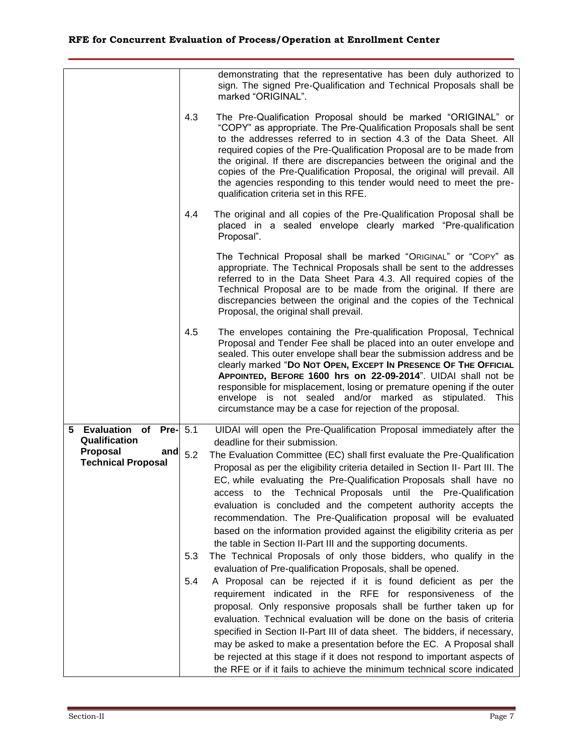| | | |
|---|---|---|
| | | demonstrating that the representative has been duly authorized to sign. The signed Pre-Qualification and Technical Proposals shall be marked "ORIGINAL". |
| | 4.3 | The Pre-Qualification Proposal should be marked "ORIGINAL" or "COPY" as appropriate. The Pre-Qualification Proposals shall be sent to the addresses referred to in section 4.3 of the Data Sheet. All required copies of the Pre-Qualification Proposal are to be made from the original. If there are discrepancies between the original and the copies of the Pre-Qualification Proposal, the original will prevail. All the agencies responding to this tender would need to meet the pre-qualification criteria set in this RFE. |
| | 4.4 | The original and all copies of the Pre-Qualification Proposal shall be placed in a sealed envelope clearly marked "Pre-qualification Proposal".<br><br>The Technical Proposal shall be marked "ORIGINAL" or "COPY" as appropriate. The Technical Proposals shall be sent to the addresses referred to in the Data Sheet Para 4.3. All required copies of the Technical Proposal are to be made from the original. If there are discrepancies between the original and the copies of the Technical Proposal, the original shall prevail. |
| | 4.5 | The envelopes containing the Pre-qualification Proposal, Technical Proposal and Tender Fee shall be placed into an outer envelope and sealed. This outer envelope shall bear the submission address and be clearly marked "**DO NOT OPEN, EXCEPT IN PRESENCE OF THE OFFICIAL APPOINTED, BEFORE 1600 hrs on 22-09-2014**". UIDAI shall not be responsible for misplacement, losing or premature opening if the outer envelope is not sealed and/or marked as stipulated. This circumstance may be a case for rejection of the proposal. |
| **5 Evaluation of Pre-Qualification Proposal and Technical Proposal** | 5.1 | UIDAI will open the Pre-Qualification Proposal immediately after the deadline for their submission. |
| | 5.2 | The Evaluation Committee (EC) shall first evaluate the Pre-Qualification Proposal as per the eligibility criteria detailed in Section II- Part III. The EC, while evaluating the Pre-Qualification Proposals shall have no access to the Technical Proposals until the Pre-Qualification evaluation is concluded and the competent authority accepts the recommendation. The Pre-Qualification proposal will be evaluated based on the information provided against the eligibility criteria as per the table in Section II-Part III and the supporting documents. |
| | 5.3 | The Technical Proposals of only those bidders, who qualify in the evaluation of Pre-qualification Proposals, shall be opened. |
| | 5.4 | A Proposal can be rejected if it is found deficient as per the requirement indicated in the RFE for responsiveness of the proposal. Only responsive proposals shall be further taken up for evaluation. Technical evaluation will be done on the basis of criteria specified in Section II-Part III of data sheet. The bidders, if necessary, may be asked to make a presentation before the EC. A Proposal shall be rejected at this stage if it does not respond to important aspects of the RFE or if it fails to achieve the minimum technical score indicated |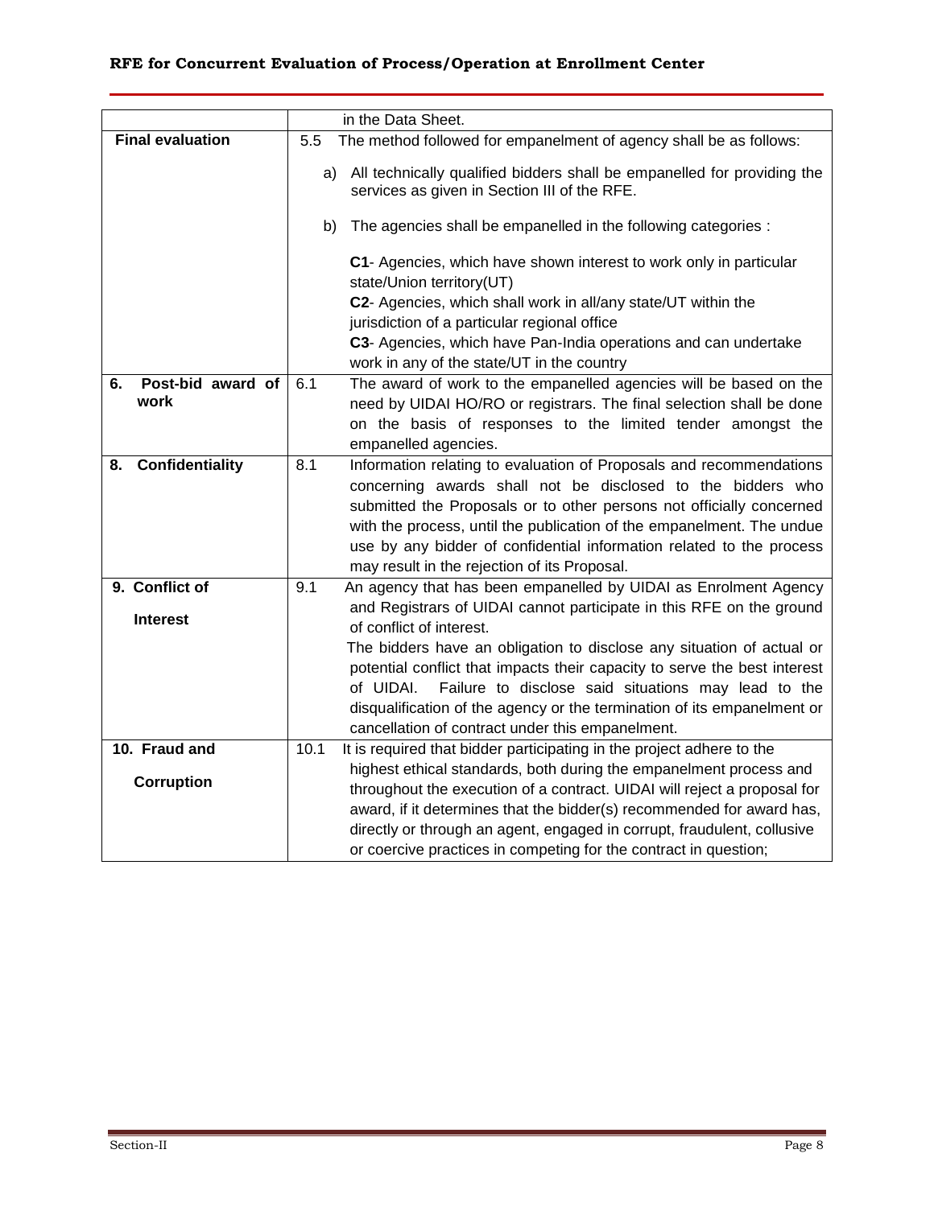| | |
|---|---|
| | in the Data Sheet. |
| **Final evaluation** | 5.5 The method followed for empanelment of agency shall be as follows:<br><br>a) All technically qualified bidders shall be empanelled for providing the services as given in Section III of the RFE.<br><br>b) The agencies shall be empanelled in the following categories :<br><br>**C1**- Agencies, which have shown interest to work only in particular state/Union territory(UT)<br>**C2**- Agencies, which shall work in all/any state/UT within the jurisdiction of a particular regional office<br>**C3**- Agencies, which have Pan-India operations and can undertake work in any of the state/UT in the country |
| **6. Post-bid award of work** | 6.1 The award of work to the empanelled agencies will be based on the need by UIDAI HO/RO or registrars. The final selection shall be done on the basis of responses to the limited tender amongst the empanelled agencies. |
| **8. Confidentiality** | 8.1 Information relating to evaluation of Proposals and recommendations concerning awards shall not be disclosed to the bidders who submitted the Proposals or to other persons not officially concerned with the process, until the publication of the empanelment. The undue use by any bidder of confidential information related to the process may result in the rejection of its Proposal. |
| **9. Conflict of Interest** | 9.1 An agency that has been empanelled by UIDAI as Enrolment Agency and Registrars of UIDAI cannot participate in this RFE on the ground of conflict of interest.<br>The bidders have an obligation to disclose any situation of actual or potential conflict that impacts their capacity to serve the best interest of UIDAI. Failure to disclose said situations may lead to the disqualification of the agency or the termination of its empanelment or cancellation of contract under this empanelment. |
| **10. Fraud and Corruption** | 10.1 It is required that bidder participating in the project adhere to the highest ethical standards, both during the empanelment process and throughout the execution of a contract. UIDAI will reject a proposal for award, if it determines that the bidder(s) recommended for award has, directly or through an agent, engaged in corrupt, fraudulent, collusive or coercive practices in competing for the contract in question; |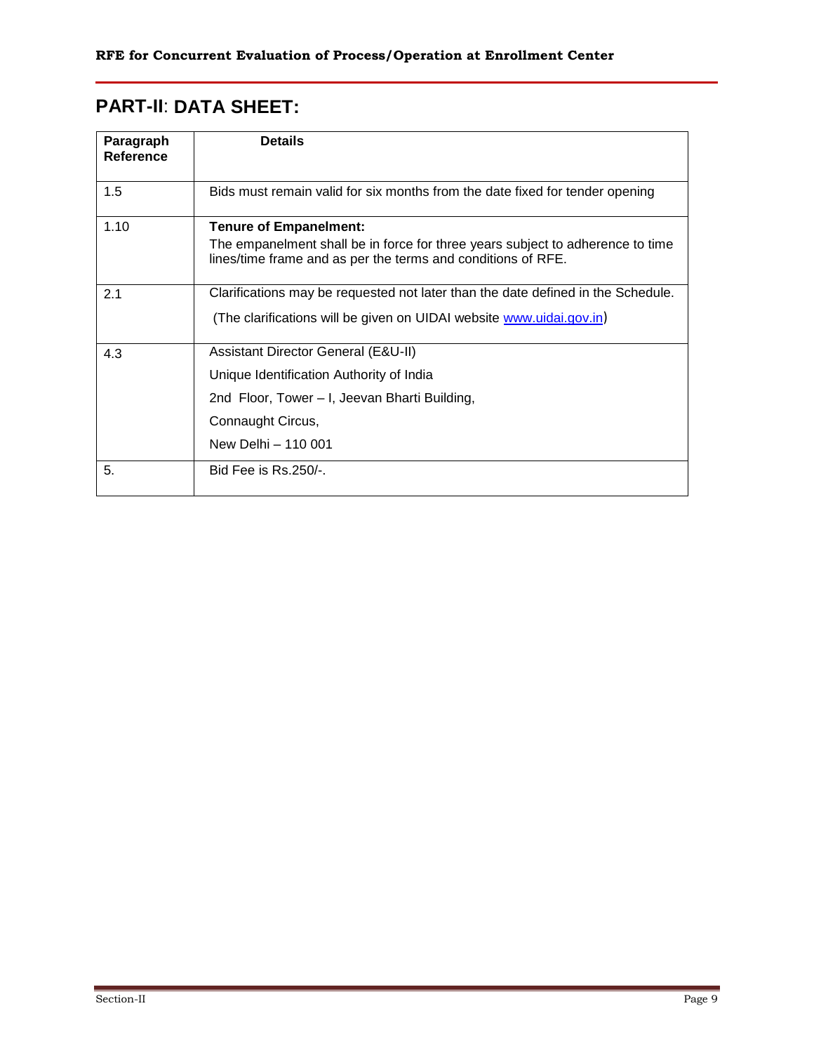## PART-II: DATA SHEET:

| Paragraph Reference | Details |
|---|---|
| 1.5 | Bids must remain valid for six months from the date fixed for tender opening |
| 1.10 | **Tenure of Empanelment:** The empanelment shall be in force for three years subject to adherence to time lines/time frame and as per the terms and conditions of RFE. |
| 2.1 | Clarifications may be requested not later than the date defined in the Schedule. (The clarifications will be given on UIDAI website www.uidai.gov.in) |
| 4.3 | Assistant Director General (E&U-II)<br>Unique Identification Authority of India<br>2nd Floor, Tower – I, Jeevan Bharti Building,<br>Connaught Circus,<br>New Delhi – 110 001 |
| 5. | Bid Fee is Rs.250/-. |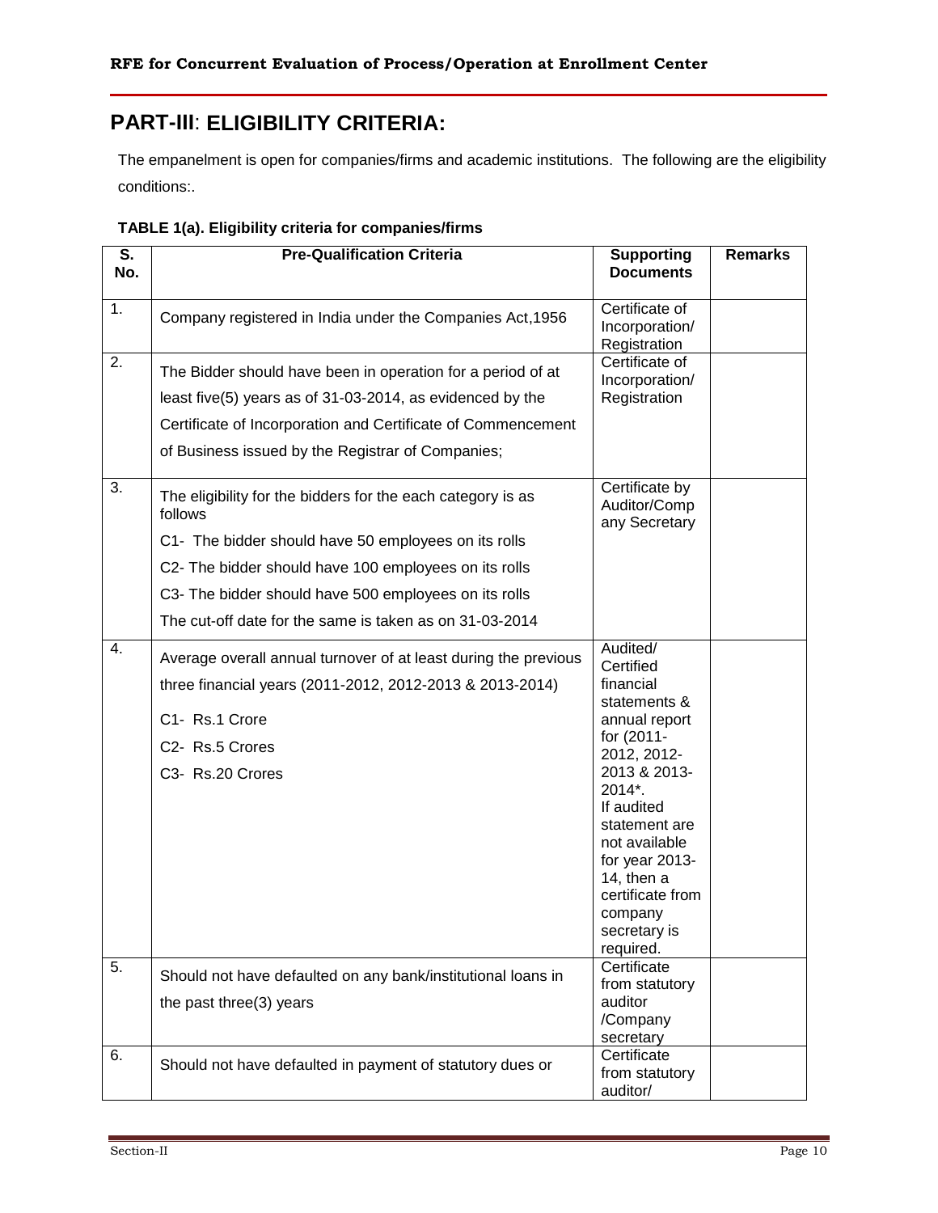## PART-III: ELIGIBILITY CRITERIA:

The empanelment is open for companies/firms and academic institutions. The following are the eligibility conditions:.

**TABLE 1(a). Eligibility criteria for companies/firms**

| S. No. | Pre-Qualification Criteria | Supporting Documents | Remarks |
|---|---|---|---|
| 1. | Company registered in India under the Companies Act,1956 | Certificate of Incorporation/ Registration | |
| 2. | The Bidder should have been in operation for a period of at least five(5) years as of 31-03-2014, as evidenced by the Certificate of Incorporation and Certificate of Commencement of Business issued by the Registrar of Companies; | Certificate of Incorporation/ Registration | |
| 3. | The eligibility for the bidders for the each category is as follows<br>C1- The bidder should have 50 employees on its rolls<br>C2- The bidder should have 100 employees on its rolls<br>C3- The bidder should have 500 employees on its rolls<br>The cut-off date for the same is taken as on 31-03-2014 | Certificate by Auditor/Company Secretary | |
| 4. | Average overall annual turnover of at least during the previous three financial years (2011-2012, 2012-2013 & 2013-2014)<br>C1- Rs.1 Crore<br>C2- Rs.5 Crores<br>C3- Rs.20 Crores | Audited/ Certified financial statements & annual report for (2011-2012, 2012-2013 & 2013-2014*.<br>If audited statement are not available for year 2013-14, then a certificate from company secretary is required. | |
| 5. | Should not have defaulted on any bank/institutional loans in the past three(3) years | Certificate from statutory auditor /Company secretary | |
| 6. | Should not have defaulted in payment of statutory dues or | Certificate from statutory auditor/ | |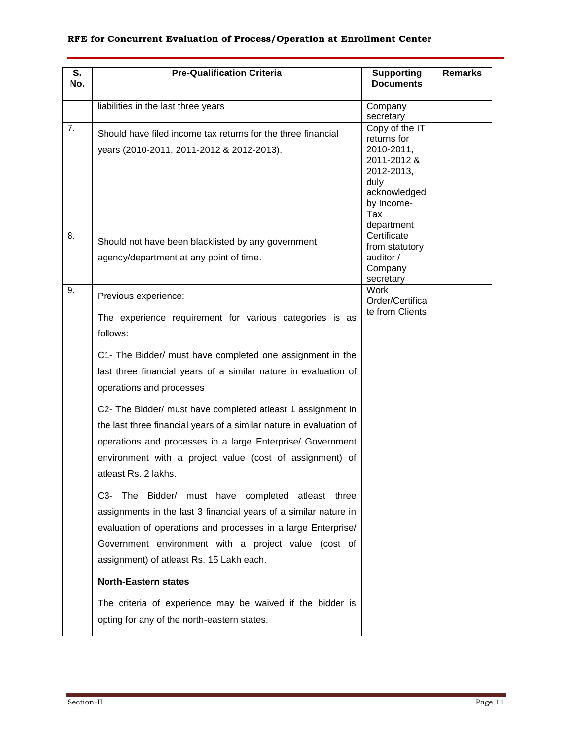| S. No. | Pre-Qualification Criteria | Supporting Documents | Remarks |
|---|---|---|---|
| | liabilities in the last three years | Company secretary | |
| 7. | Should have filed income tax returns for the three financial years (2010-2011, 2011-2012 & 2012-2013). | Copy of the IT returns for 2010-2011, 2011-2012 & 2012-2013, duly acknowledged by Income-Tax department | |
| 8. | Should not have been blacklisted by any government agency/department at any point of time. | Certificate from statutory auditor / Company secretary | |
| 9. | Previous experience:<br><br>The experience requirement for various categories is as follows:<br><br>C1- The Bidder/ must have completed one assignment in the last three financial years of a similar nature in evaluation of operations and processes<br><br>C2- The Bidder/ must have completed atleast 1 assignment in the last three financial years of a similar nature in evaluation of operations and processes in a large Enterprise/ Government environment with a project value (cost of assignment) of atleast Rs. 2 lakhs.<br><br>C3- The Bidder/ must have completed atleast three assignments in the last 3 financial years of a similar nature in evaluation of operations and processes in a large Enterprise/ Government environment with a project value (cost of assignment) of atleast Rs. 15 Lakh each.<br><br>**North-Eastern states**<br><br>The criteria of experience may be waived if the bidder is opting for any of the north-eastern states. | Work Order/Certificate from Clients | |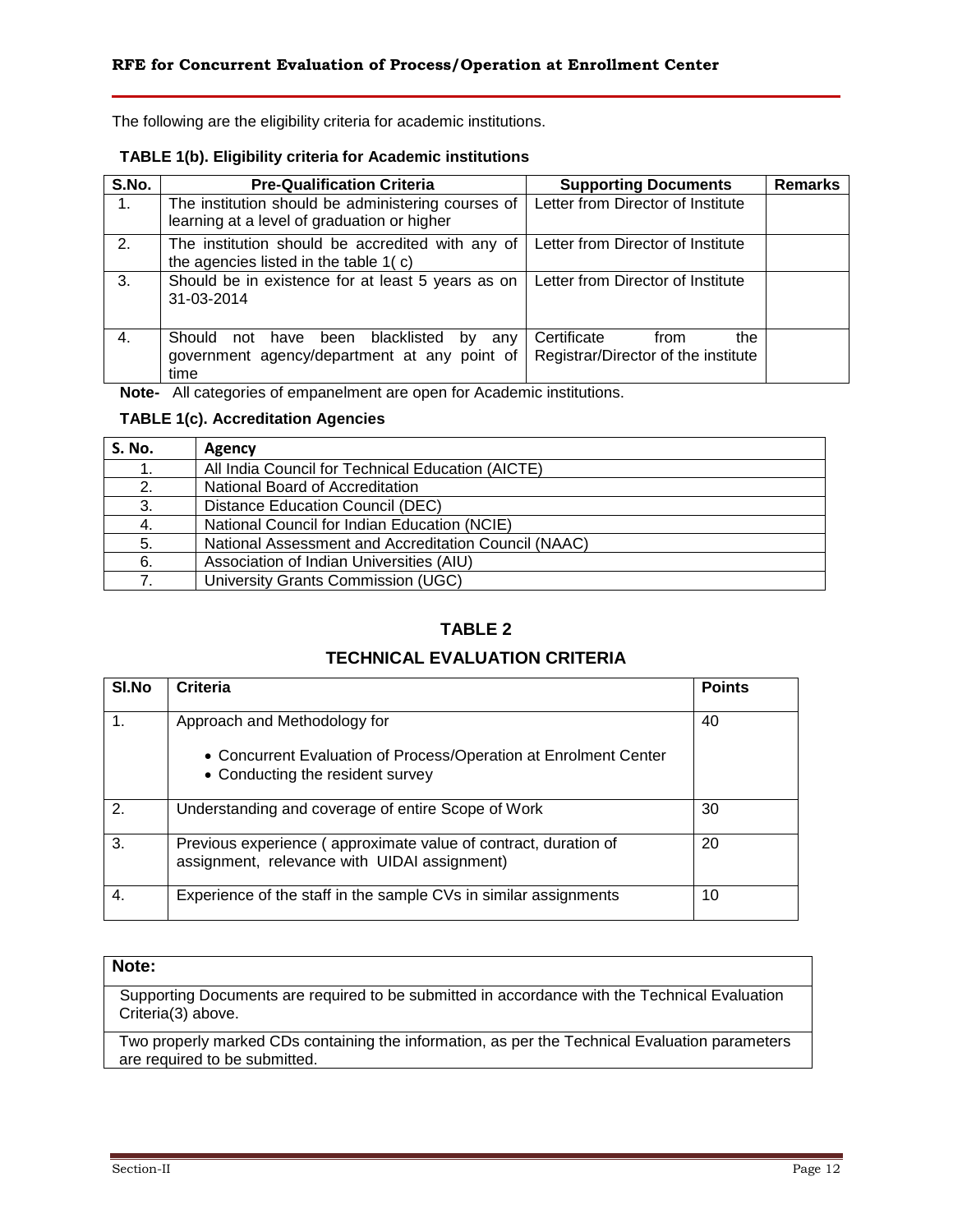The following are the eligibility criteria for academic institutions.

**TABLE 1(b). Eligibility criteria for Academic institutions**

| S.No. | Pre-Qualification Criteria | Supporting Documents | Remarks |
|---|---|---|---|
| 1. | The institution should be administering courses of learning at a level of graduation or higher | Letter from Director of Institute | |
| 2. | The institution should be accredited with any of the agencies listed in the table 1( c) | Letter from Director of Institute | |
| 3. | Should be in existence for at least 5 years as on 31-03-2014 | Letter from Director of Institute | |
| 4. | Should not have been blacklisted by any government agency/department at any point of time | Certificate from the Registrar/Director of the institute | |

**Note-** All categories of empanelment are open for Academic institutions.

**TABLE 1(c). Accreditation Agencies**

| S. No. | Agency |
|---|---|
| 1. | All India Council for Technical Education (AICTE) |
| 2. | National Board of Accreditation |
| 3. | Distance Education Council (DEC) |
| 4. | National Council for Indian Education (NCIE) |
| 5. | National Assessment and Accreditation Council (NAAC) |
| 6. | Association of Indian Universities (AIU) |
| 7. | University Grants Commission (UGC) |

## TABLE 2

## TECHNICAL EVALUATION CRITERIA

| Sl.No | Criteria | Points |
|---|---|---|
| 1. | Approach and Methodology for<br>• Concurrent Evaluation of Process/Operation at Enrolment Center<br>• Conducting the resident survey | 40 |
| 2. | Understanding and coverage of entire Scope of Work | 30 |
| 3. | Previous experience ( approximate value of contract, duration of assignment, relevance with UIDAI assignment) | 20 |
| 4. | Experience of the staff in the sample CVs in similar assignments | 10 |

| Note: |
|---|
| Supporting Documents are required to be submitted in accordance with the Technical Evaluation Criteria(3) above. |
| Two properly marked CDs containing the information, as per the Technical Evaluation parameters are required to be submitted. |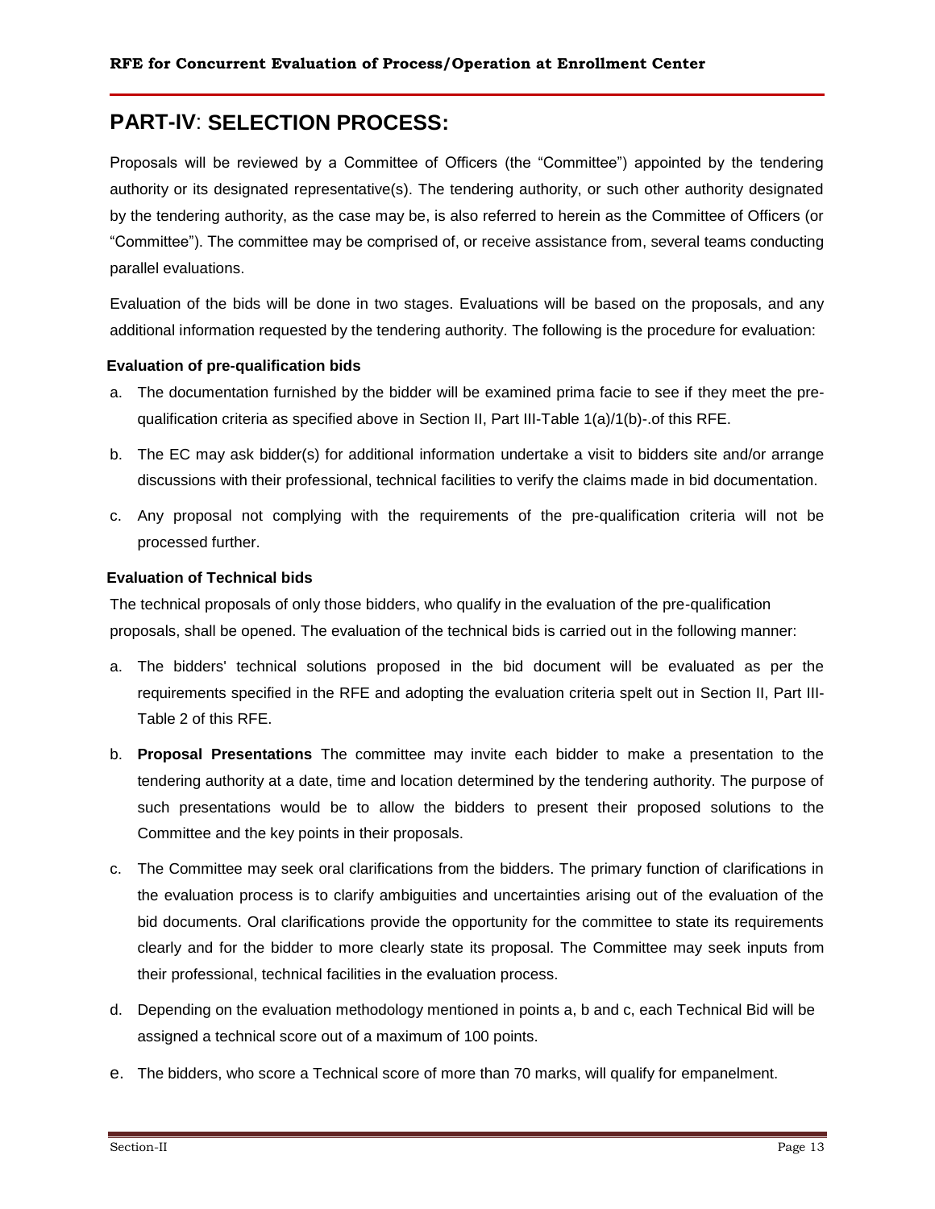## PART-IV: SELECTION PROCESS:

Proposals will be reviewed by a Committee of Officers (the "Committee") appointed by the tendering authority or its designated representative(s). The tendering authority, or such other authority designated by the tendering authority, as the case may be, is also referred to herein as the Committee of Officers (or "Committee"). The committee may be comprised of, or receive assistance from, several teams conducting parallel evaluations.

Evaluation of the bids will be done in two stages. Evaluations will be based on the proposals, and any additional information requested by the tendering authority. The following is the procedure for evaluation:

**Evaluation of pre-qualification bids**

a. The documentation furnished by the bidder will be examined prima facie to see if they meet the pre-qualification criteria as specified above in Section II, Part III-Table 1(a)/1(b)-.of this RFE.

b. The EC may ask bidder(s) for additional information undertake a visit to bidders site and/or arrange discussions with their professional, technical facilities to verify the claims made in bid documentation.

c. Any proposal not complying with the requirements of the pre-qualification criteria will not be processed further.

**Evaluation of Technical bids**

The technical proposals of only those bidders, who qualify in the evaluation of the pre-qualification proposals, shall be opened. The evaluation of the technical bids is carried out in the following manner:

a. The bidders' technical solutions proposed in the bid document will be evaluated as per the requirements specified in the RFE and adopting the evaluation criteria spelt out in Section II, Part III-Table 2 of this RFE.

b. **Proposal Presentations** The committee may invite each bidder to make a presentation to the tendering authority at a date, time and location determined by the tendering authority. The purpose of such presentations would be to allow the bidders to present their proposed solutions to the Committee and the key points in their proposals.

c. The Committee may seek oral clarifications from the bidders. The primary function of clarifications in the evaluation process is to clarify ambiguities and uncertainties arising out of the evaluation of the bid documents. Oral clarifications provide the opportunity for the committee to state its requirements clearly and for the bidder to more clearly state its proposal. The Committee may seek inputs from their professional, technical facilities in the evaluation process.

d. Depending on the evaluation methodology mentioned in points a, b and c, each Technical Bid will be assigned a technical score out of a maximum of 100 points.

e. The bidders, who score a Technical score of more than 70 marks, will qualify for empanelment.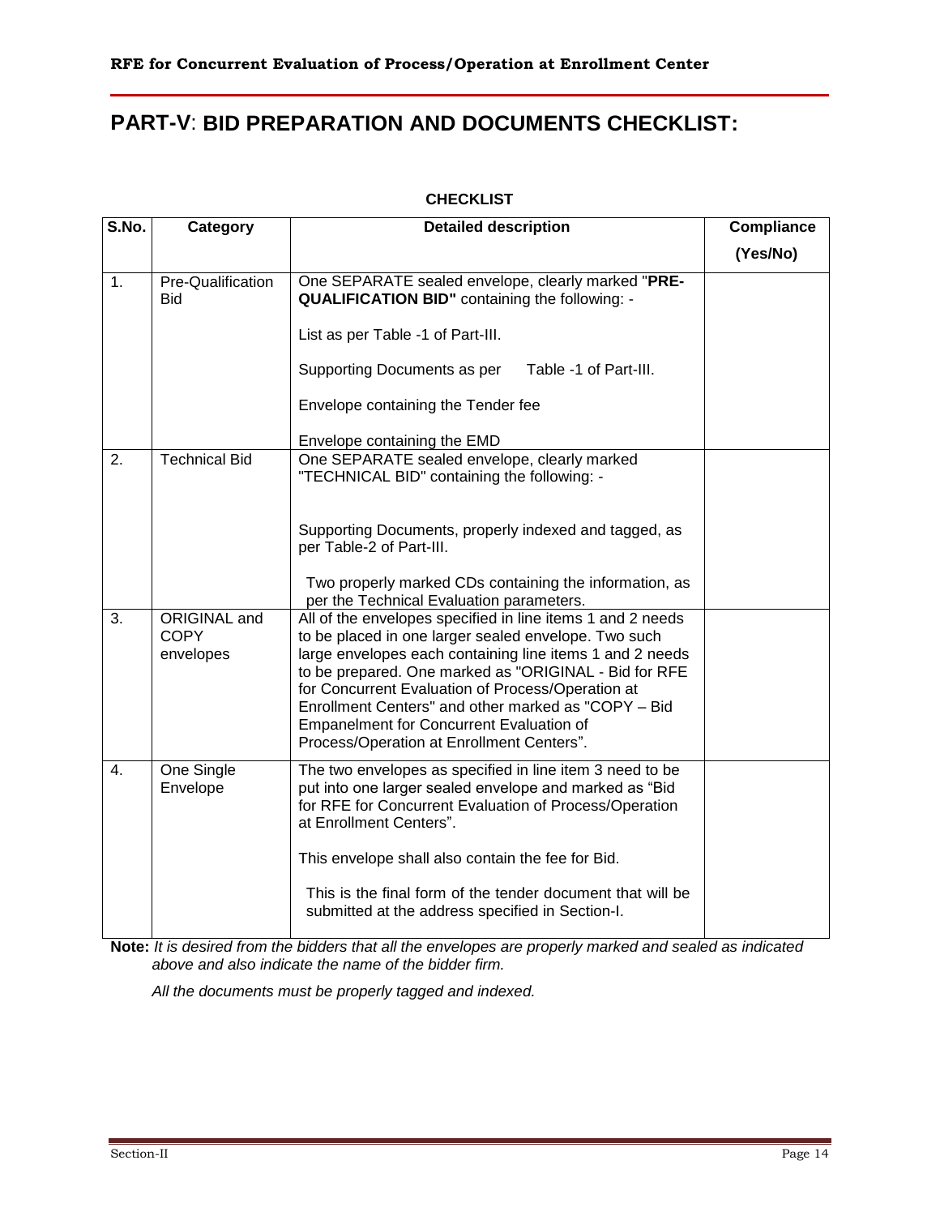# PART-V: BID PREPARATION AND DOCUMENTS CHECKLIST:

**CHECKLIST**

| S.No. | Category | Detailed description | Compliance (Yes/No) |
|---|---|---|---|
| 1. | Pre-Qualification Bid | One SEPARATE sealed envelope, clearly marked "**PRE-QUALIFICATION BID"** containing the following: -<br><br>List as per Table -1 of Part-III.<br><br>Supporting Documents as per Table -1 of Part-III.<br><br>Envelope containing the Tender fee<br><br>Envelope containing the EMD | |
| 2. | Technical Bid | One SEPARATE sealed envelope, clearly marked "TECHNICAL BID" containing the following: -<br><br>Supporting Documents, properly indexed and tagged, as per Table-2 of Part-III.<br><br>Two properly marked CDs containing the information, as per the Technical Evaluation parameters. | |
| 3. | ORIGINAL and COPY envelopes | All of the envelopes specified in line items 1 and 2 needs to be placed in one larger sealed envelope. Two such large envelopes each containing line items 1 and 2 needs to be prepared. One marked as "ORIGINAL - Bid for RFE for Concurrent Evaluation of Process/Operation at Enrollment Centers" and other marked as "COPY – Bid Empanelment for Concurrent Evaluation of Process/Operation at Enrollment Centers". | |
| 4. | One Single Envelope | The two envelopes as specified in line item 3 need to be put into one larger sealed envelope and marked as "Bid for RFE for Concurrent Evaluation of Process/Operation at Enrollment Centers".<br><br>This envelope shall also contain the fee for Bid.<br><br>This is the final form of the tender document that will be submitted at the address specified in Section-I. | |

**Note:** *It is desired from the bidders that all the envelopes are properly marked and sealed as indicated above and also indicate the name of the bidder firm.*

*All the documents must be properly tagged and indexed.*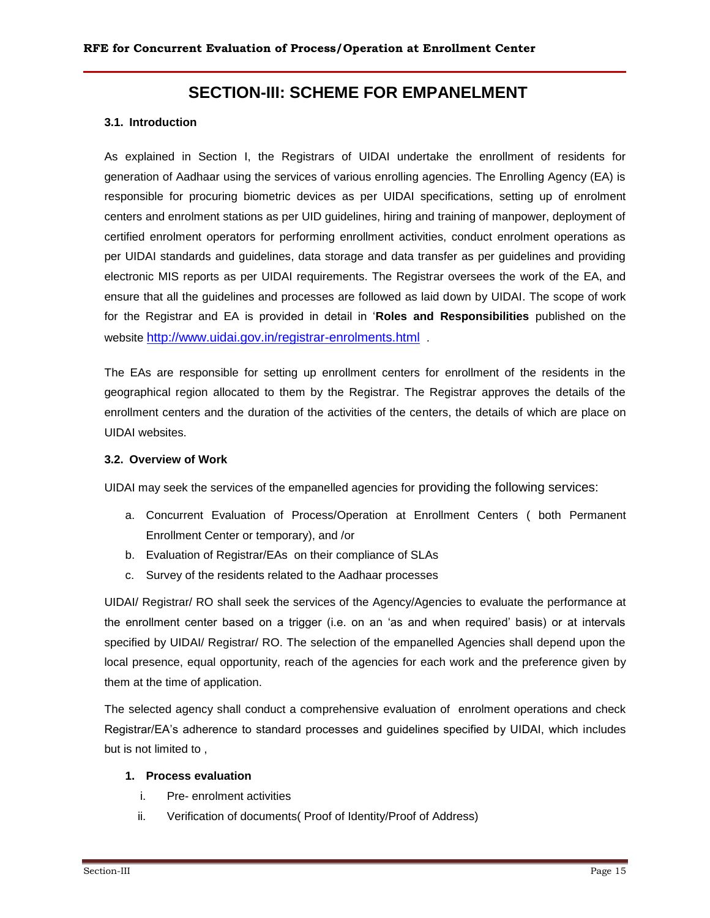# SECTION-III: SCHEME FOR EMPANELMENT

### 3.1. Introduction

As explained in Section I, the Registrars of UIDAI undertake the enrollment of residents for generation of Aadhaar using the services of various enrolling agencies. The Enrolling Agency (EA) is responsible for procuring biometric devices as per UIDAI specifications, setting up of enrolment centers and enrolment stations as per UID guidelines, hiring and training of manpower, deployment of certified enrolment operators for performing enrollment activities, conduct enrolment operations as per UIDAI standards and guidelines, data storage and data transfer as per guidelines and providing electronic MIS reports as per UIDAI requirements. The Registrar oversees the work of the EA, and ensure that all the guidelines and processes are followed as laid down by UIDAI. The scope of work for the Registrar and EA is provided in detail in '**Roles and Responsibilities** published on the website http://www.uidai.gov.in/registrar-enrolments.html .

The EAs are responsible for setting up enrollment centers for enrollment of the residents in the geographical region allocated to them by the Registrar. The Registrar approves the details of the enrollment centers and the duration of the activities of the centers, the details of which are place on UIDAI websites.

### 3.2. Overview of Work

UIDAI may seek the services of the empanelled agencies for providing the following services:

a. Concurrent Evaluation of Process/Operation at Enrollment Centers ( both Permanent Enrollment Center or temporary), and /or
b. Evaluation of Registrar/EAs on their compliance of SLAs
c. Survey of the residents related to the Aadhaar processes

UIDAI/ Registrar/ RO shall seek the services of the Agency/Agencies to evaluate the performance at the enrollment center based on a trigger (i.e. on an 'as and when required' basis) or at intervals specified by UIDAI/ Registrar/ RO. The selection of the empanelled Agencies shall depend upon the local presence, equal opportunity, reach of the agencies for each work and the preference given by them at the time of application.

The selected agency shall conduct a comprehensive evaluation of enrolment operations and check Registrar/EA's adherence to standard processes and guidelines specified by UIDAI, which includes but is not limited to ,

1. **Process evaluation**
   i. Pre- enrolment activities
   ii. Verification of documents( Proof of Identity/Proof of Address)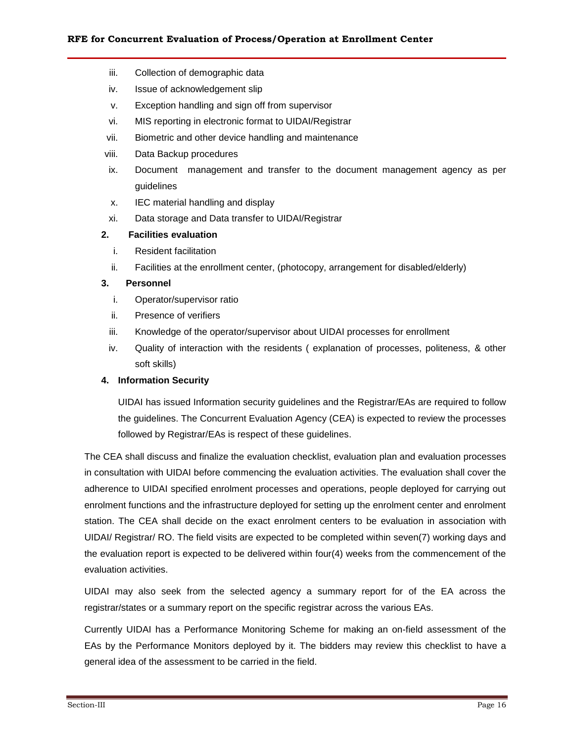iii. Collection of demographic data
iv. Issue of acknowledgement slip
v. Exception handling and sign off from supervisor
vi. MIS reporting in electronic format to UIDAI/Registrar
vii. Biometric and other device handling and maintenance
viii. Data Backup procedures
ix. Document management and transfer to the document management agency as per guidelines
x. IEC material handling and display
xi. Data storage and Data transfer to UIDAI/Registrar

**2. Facilities evaluation**

i. Resident facilitation
ii. Facilities at the enrollment center, (photocopy, arrangement for disabled/elderly)

**3. Personnel**

i. Operator/supervisor ratio
ii. Presence of verifiers
iii. Knowledge of the operator/supervisor about UIDAI processes for enrollment
iv. Quality of interaction with the residents ( explanation of processes, politeness, & other soft skills)

**4. Information Security**

UIDAI has issued Information security guidelines and the Registrar/EAs are required to follow the guidelines. The Concurrent Evaluation Agency (CEA) is expected to review the processes followed by Registrar/EAs is respect of these guidelines.

The CEA shall discuss and finalize the evaluation checklist, evaluation plan and evaluation processes in consultation with UIDAI before commencing the evaluation activities. The evaluation shall cover the adherence to UIDAI specified enrolment processes and operations, people deployed for carrying out enrolment functions and the infrastructure deployed for setting up the enrolment center and enrolment station. The CEA shall decide on the exact enrolment centers to be evaluation in association with UIDAI/ Registrar/ RO. The field visits are expected to be completed within seven(7) working days and the evaluation report is expected to be delivered within four(4) weeks from the commencement of the evaluation activities.

UIDAI may also seek from the selected agency a summary report for of the EA across the registrar/states or a summary report on the specific registrar across the various EAs.

Currently UIDAI has a Performance Monitoring Scheme for making an on-field assessment of the EAs by the Performance Monitors deployed by it. The bidders may review this checklist to have a general idea of the assessment to be carried in the field.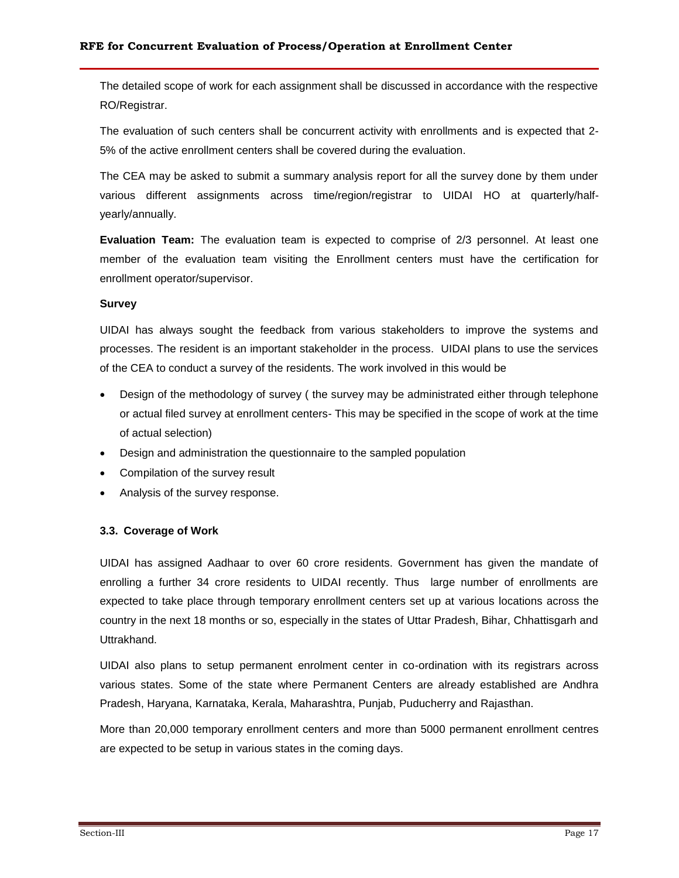The detailed scope of work for each assignment shall be discussed in accordance with the respective RO/Registrar.

The evaluation of such centers shall be concurrent activity with enrollments and is expected that 2-5% of the active enrollment centers shall be covered during the evaluation.

The CEA may be asked to submit a summary analysis report for all the survey done by them under various different assignments across time/region/registrar to UIDAI HO at quarterly/half-yearly/annually.

**Evaluation Team:** The evaluation team is expected to comprise of 2/3 personnel. At least one member of the evaluation team visiting the Enrollment centers must have the certification for enrollment operator/supervisor.

**Survey**

UIDAI has always sought the feedback from various stakeholders to improve the systems and processes. The resident is an important stakeholder in the process. UIDAI plans to use the services of the CEA to conduct a survey of the residents. The work involved in this would be

- Design of the methodology of survey ( the survey may be administrated either through telephone or actual filed survey at enrollment centers- This may be specified in the scope of work at the time of actual selection)
- Design and administration the questionnaire to the sampled population
- Compilation of the survey result
- Analysis of the survey response.

### 3.3. Coverage of Work

UIDAI has assigned Aadhaar to over 60 crore residents. Government has given the mandate of enrolling a further 34 crore residents to UIDAI recently. Thus large number of enrollments are expected to take place through temporary enrollment centers set up at various locations across the country in the next 18 months or so, especially in the states of Uttar Pradesh, Bihar, Chhattisgarh and Uttrakhand.

UIDAI also plans to setup permanent enrolment center in co-ordination with its registrars across various states. Some of the state where Permanent Centers are already established are Andhra Pradesh, Haryana, Karnataka, Kerala, Maharashtra, Punjab, Puducherry and Rajasthan.

More than 20,000 temporary enrollment centers and more than 5000 permanent enrollment centres are expected to be setup in various states in the coming days.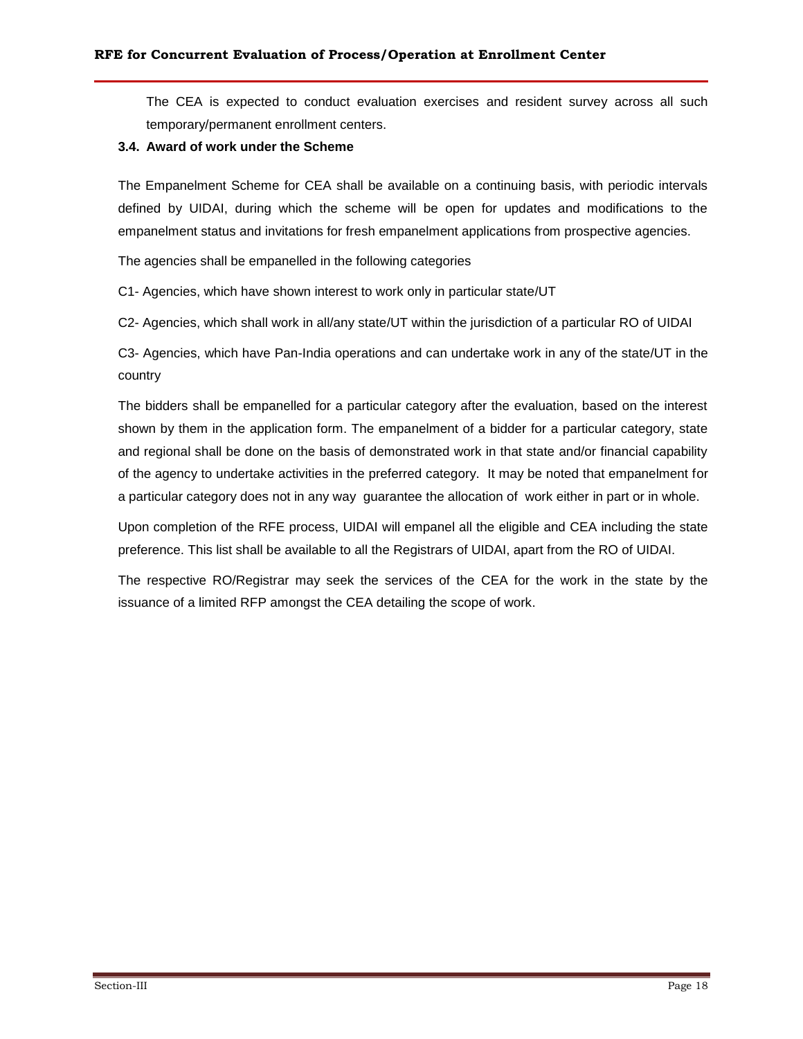The CEA is expected to conduct evaluation exercises and resident survey across all such temporary/permanent enrollment centers.

### 3.4. Award of work under the Scheme

The Empanelment Scheme for CEA shall be available on a continuing basis, with periodic intervals defined by UIDAI, during which the scheme will be open for updates and modifications to the empanelment status and invitations for fresh empanelment applications from prospective agencies.

The agencies shall be empanelled in the following categories

C1- Agencies, which have shown interest to work only in particular state/UT

C2- Agencies, which shall work in all/any state/UT within the jurisdiction of a particular RO of UIDAI

C3- Agencies, which have Pan-India operations and can undertake work in any of the state/UT in the country

The bidders shall be empanelled for a particular category after the evaluation, based on the interest shown by them in the application form. The empanelment of a bidder for a particular category, state and regional shall be done on the basis of demonstrated work in that state and/or financial capability of the agency to undertake activities in the preferred category. It may be noted that empanelment for a particular category does not in any way guarantee the allocation of work either in part or in whole.

Upon completion of the RFE process, UIDAI will empanel all the eligible and CEA including the state preference. This list shall be available to all the Registrars of UIDAI, apart from the RO of UIDAI.

The respective RO/Registrar may seek the services of the CEA for the work in the state by the issuance of a limited RFP amongst the CEA detailing the scope of work.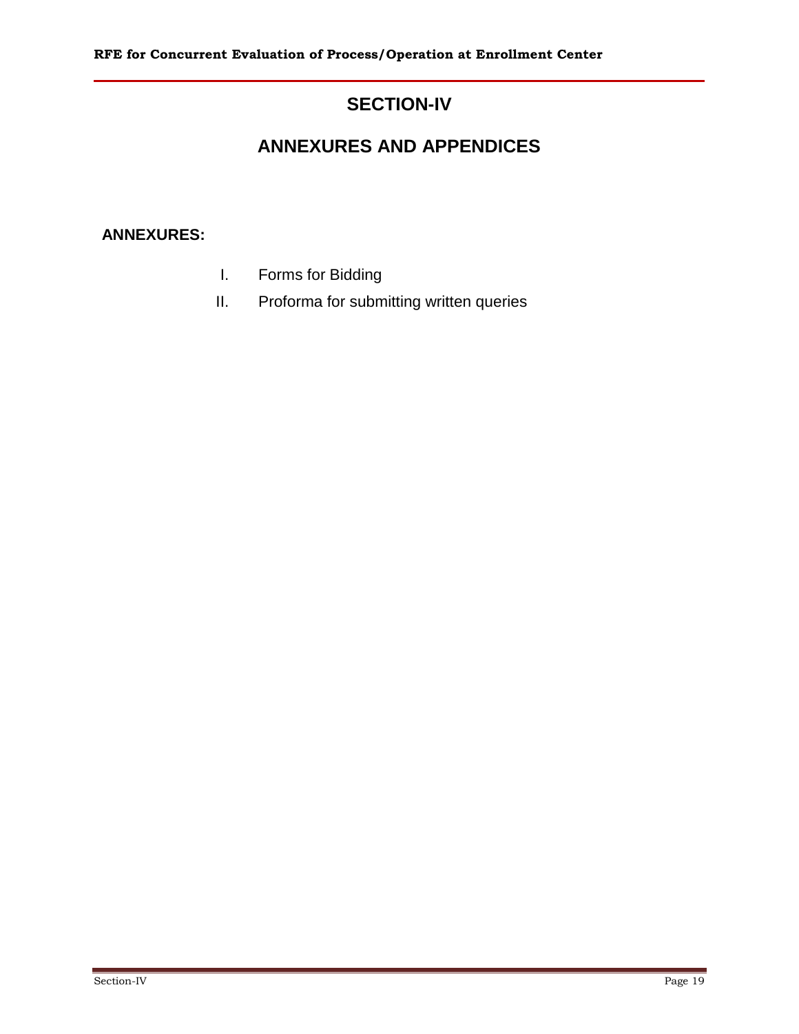# SECTION-IV

# ANNEXURES AND APPENDICES

**ANNEXURES:**

I. Forms for Bidding

II. Proforma for submitting written queries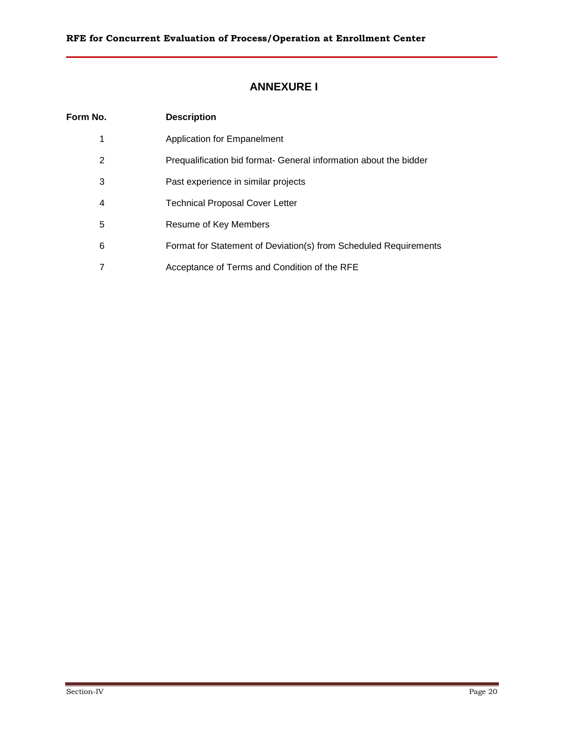# ANNEXURE I

| Form No. | Description |
|---|---|
| 1 | Application for Empanelment |
| 2 | Prequalification bid format- General information about the bidder |
| 3 | Past experience in similar projects |
| 4 | Technical Proposal Cover Letter |
| 5 | Resume of Key Members |
| 6 | Format for Statement of Deviation(s) from Scheduled Requirements |
| 7 | Acceptance of Terms and Condition of the RFE |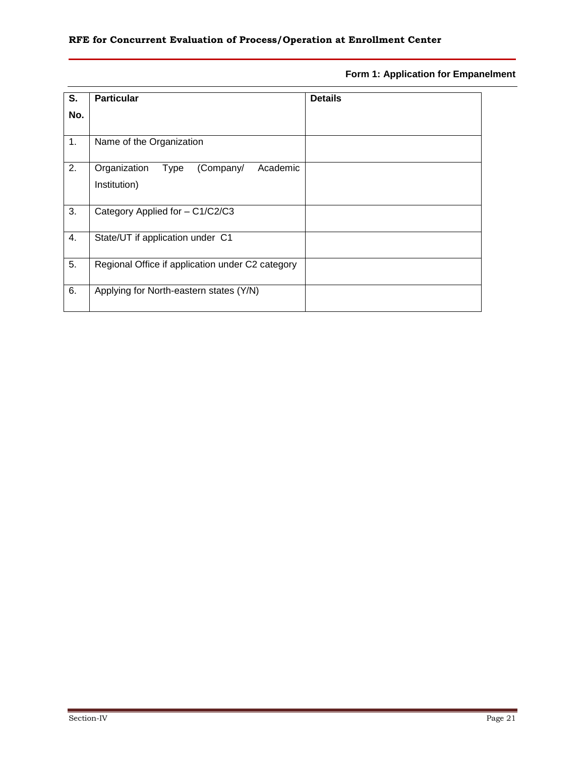**Form 1: Application for Empanelment**

| S. No. | Particular | Details |
|---|---|---|
| 1. | Name of the Organization | |
| 2. | Organization Type (Company/ Academic Institution) | |
| 3. | Category Applied for – C1/C2/C3 | |
| 4. | State/UT if application under C1 | |
| 5. | Regional Office if application under C2 category | |
| 6. | Applying for North-eastern states (Y/N) | |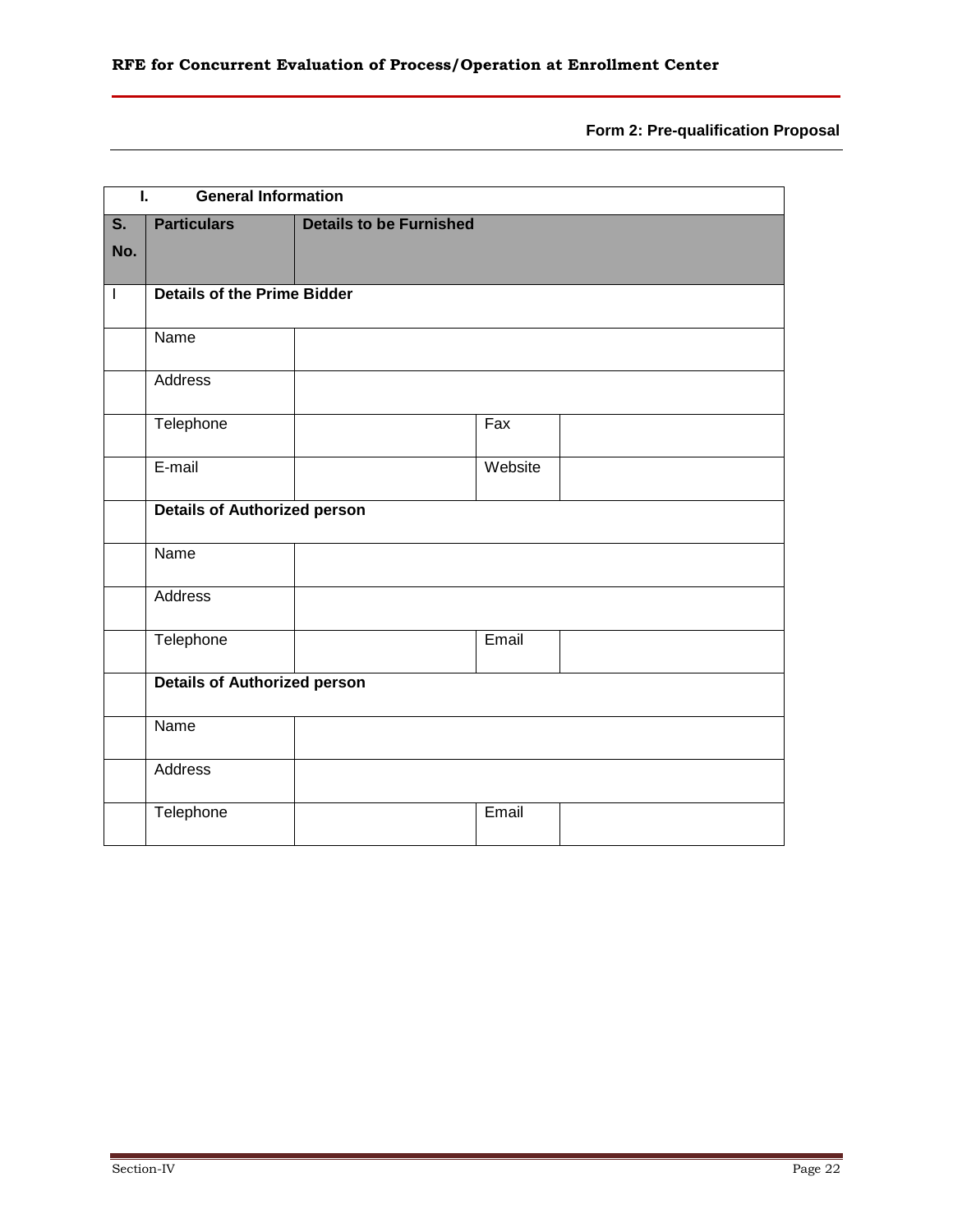**Form 2: Pre-qualification Proposal**

| I. General Information | | | |
|---|---|---|---|
| **S. No.** | **Particulars** | **Details to be Furnished** | | |
| I | **Details of the Prime Bidder** | | | |
| | Name | | | |
| | Address | | | |
| | Telephone | | Fax | |
| | E-mail | | Website | |
| | **Details of Authorized person** | | | |
| | Name | | | |
| | Address | | | |
| | Telephone | | Email | |
| | **Details of Authorized person** | | | |
| | Name | | | |
| | Address | | | |
| | Telephone | | Email | |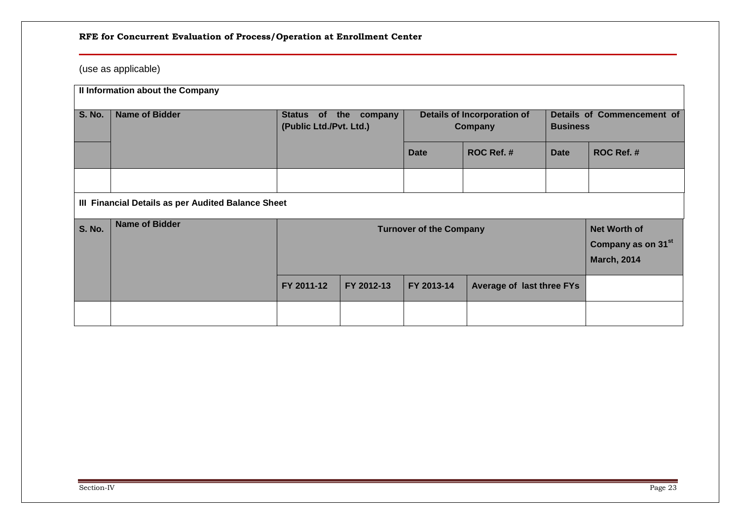(use as applicable)

**II Information about the Company**

| S. No. | Name of Bidder | Status of the company (Public Ltd./Pvt. Ltd.) | Details of Incorporation of Company | | Details of Commencement of Business | |
|---|---|---|---|---|---|---|
| | | | Date | ROC Ref. # | Date | ROC Ref. # |
| | | | | | | |

**III Financial Details as per Audited Balance Sheet**

| S. No. | Name of Bidder | Turnover of the Company | | | | Net Worth of Company as on 31st March, 2014 |
|---|---|---|---|---|---|---|
| | | FY 2011-12 | FY 2012-13 | FY 2013-14 | Average of last three FYs | |
| | | | | | | |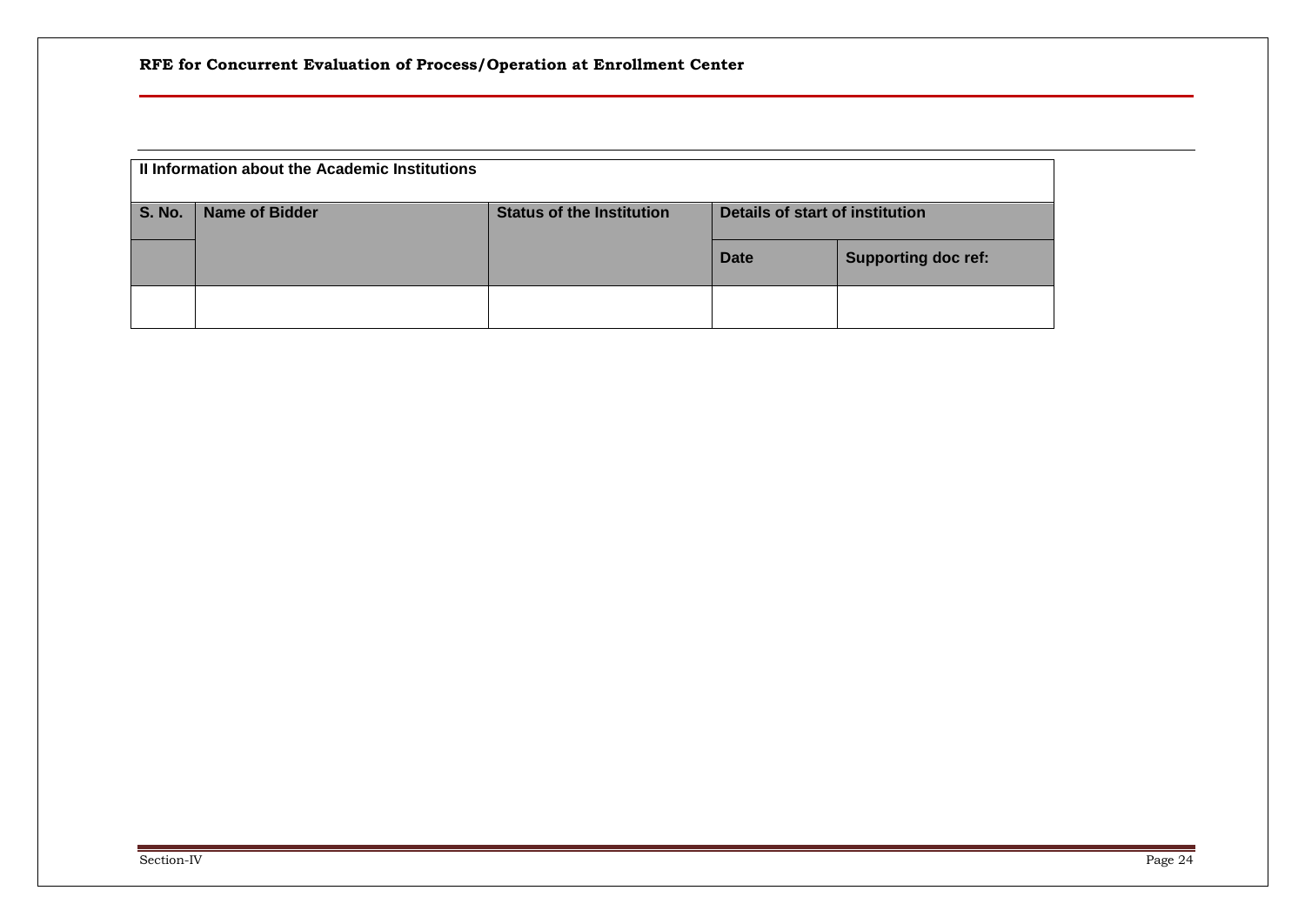**II Information about the Academic Institutions**

| S. No. | Name of Bidder | Status of the Institution | Details of start of institution | |
|---|---|---|---|---|
| | | | Date | Supporting doc ref: |
| | | | | |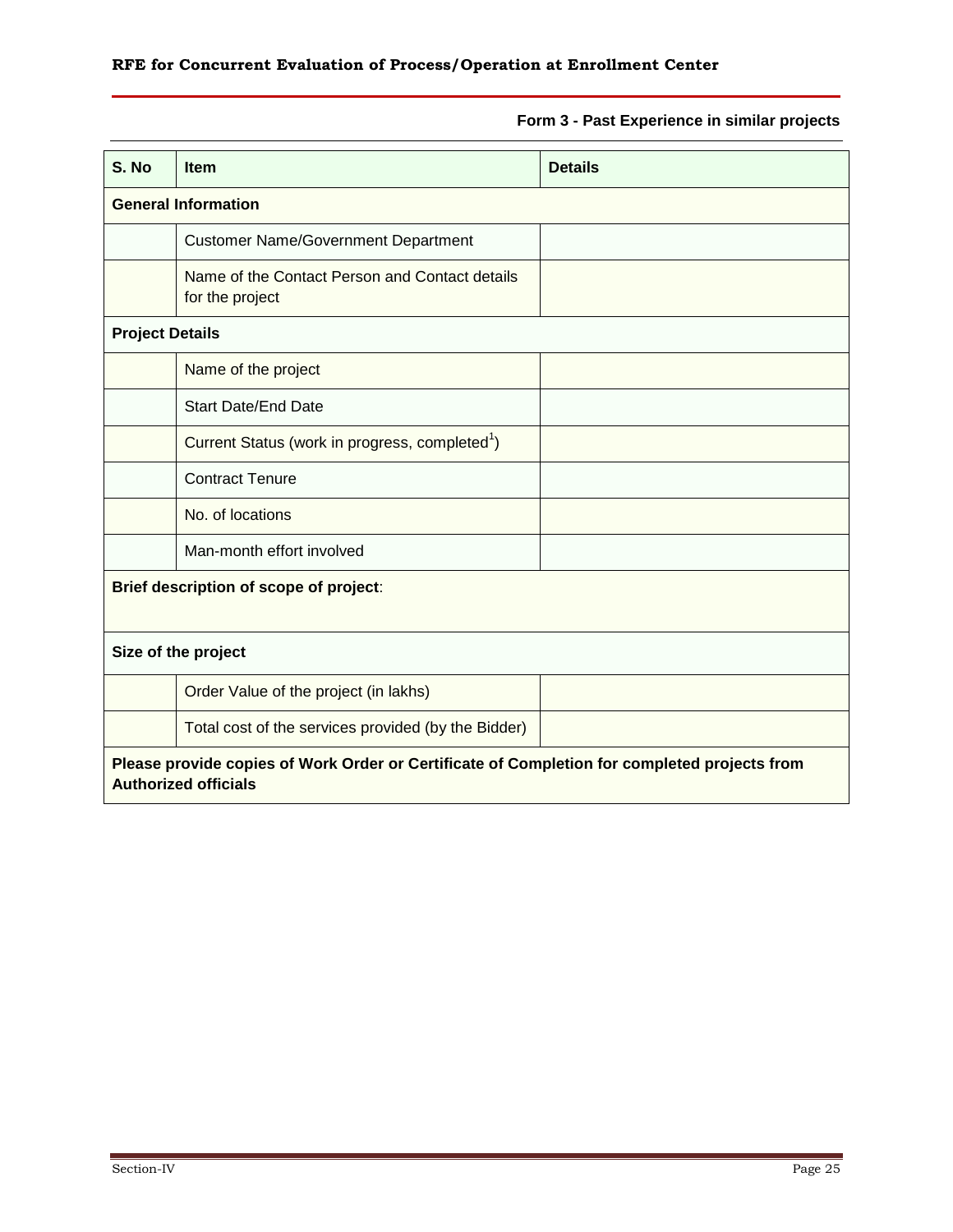**Form 3 - Past Experience in similar projects**

| S. No | Item | Details |
|---|---|---|
| **General Information** | | |
| | Customer Name/Government Department | |
| | Name of the Contact Person and Contact details for the project | |
| **Project Details** | | |
| | Name of the project | |
| | Start Date/End Date | |
| | Current Status (work in progress, completed[1]) | |
| | Contract Tenure | |
| | No. of locations | |
| | Man-month effort involved | |
| **Brief description of scope of project**: | | |
| **Size of the project** | | |
| | Order Value of the project (in lakhs) | |
| | Total cost of the services provided (by the Bidder) | |
| **Please provide copies of Work Order or Certificate of Completion for completed projects from Authorized officials** | | |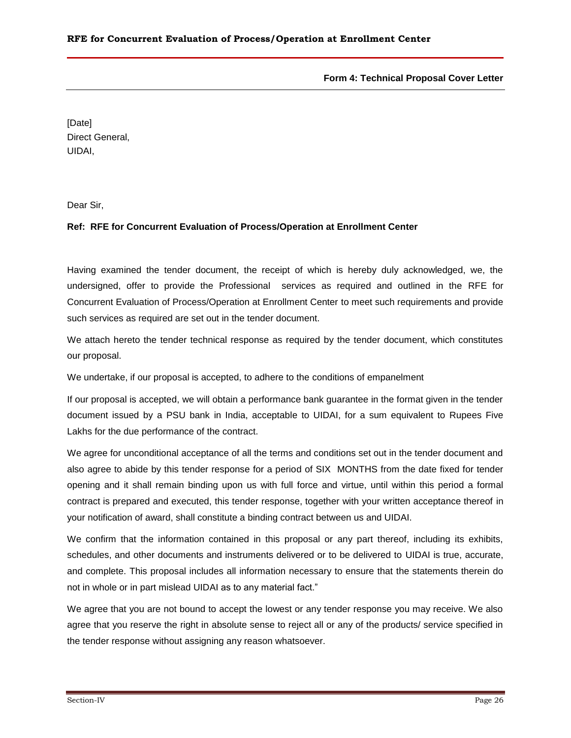**Form 4: Technical Proposal Cover Letter**

[Date]
Direct General,
UIDAI,

Dear Sir,

**Ref: RFE for Concurrent Evaluation of Process/Operation at Enrollment Center**

Having examined the tender document, the receipt of which is hereby duly acknowledged, we, the undersigned, offer to provide the Professional services as required and outlined in the RFE for Concurrent Evaluation of Process/Operation at Enrollment Center to meet such requirements and provide such services as required are set out in the tender document.

We attach hereto the tender technical response as required by the tender document, which constitutes our proposal.

We undertake, if our proposal is accepted, to adhere to the conditions of empanelment

If our proposal is accepted, we will obtain a performance bank guarantee in the format given in the tender document issued by a PSU bank in India, acceptable to UIDAI, for a sum equivalent to Rupees Five Lakhs for the due performance of the contract.

We agree for unconditional acceptance of all the terms and conditions set out in the tender document and also agree to abide by this tender response for a period of SIX MONTHS from the date fixed for tender opening and it shall remain binding upon us with full force and virtue, until within this period a formal contract is prepared and executed, this tender response, together with your written acceptance thereof in your notification of award, shall constitute a binding contract between us and UIDAI.

We confirm that the information contained in this proposal or any part thereof, including its exhibits, schedules, and other documents and instruments delivered or to be delivered to UIDAI is true, accurate, and complete. This proposal includes all information necessary to ensure that the statements therein do not in whole or in part mislead UIDAI as to any material fact."

We agree that you are not bound to accept the lowest or any tender response you may receive. We also agree that you reserve the right in absolute sense to reject all or any of the products/ service specified in the tender response without assigning any reason whatsoever.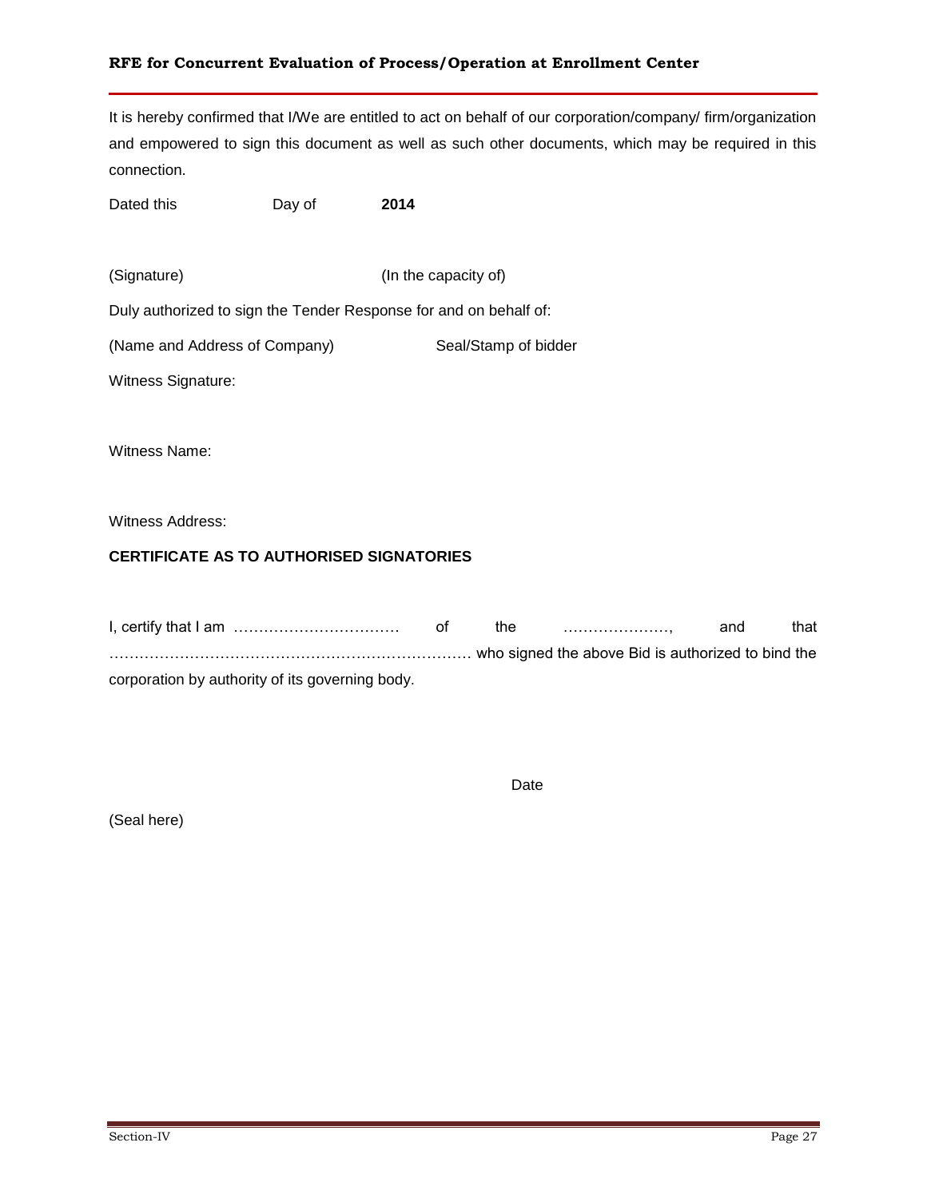It is hereby confirmed that I/We are entitled to act on behalf of our corporation/company/ firm/organization and empowered to sign this document as well as such other documents, which may be required in this connection.

Dated this Day of **2014**

(Signature) (In the capacity of)

Duly authorized to sign the Tender Response for and on behalf of:

(Name and Address of Company) Seal/Stamp of bidder

Witness Signature:

Witness Name:

Witness Address:

**CERTIFICATE AS TO AUTHORISED SIGNATORIES**

I, certify that I am …………………………… of the …………………, and that ……………………………………………………………… who signed the above Bid is authorized to bind the corporation by authority of its governing body.

Date

(Seal here)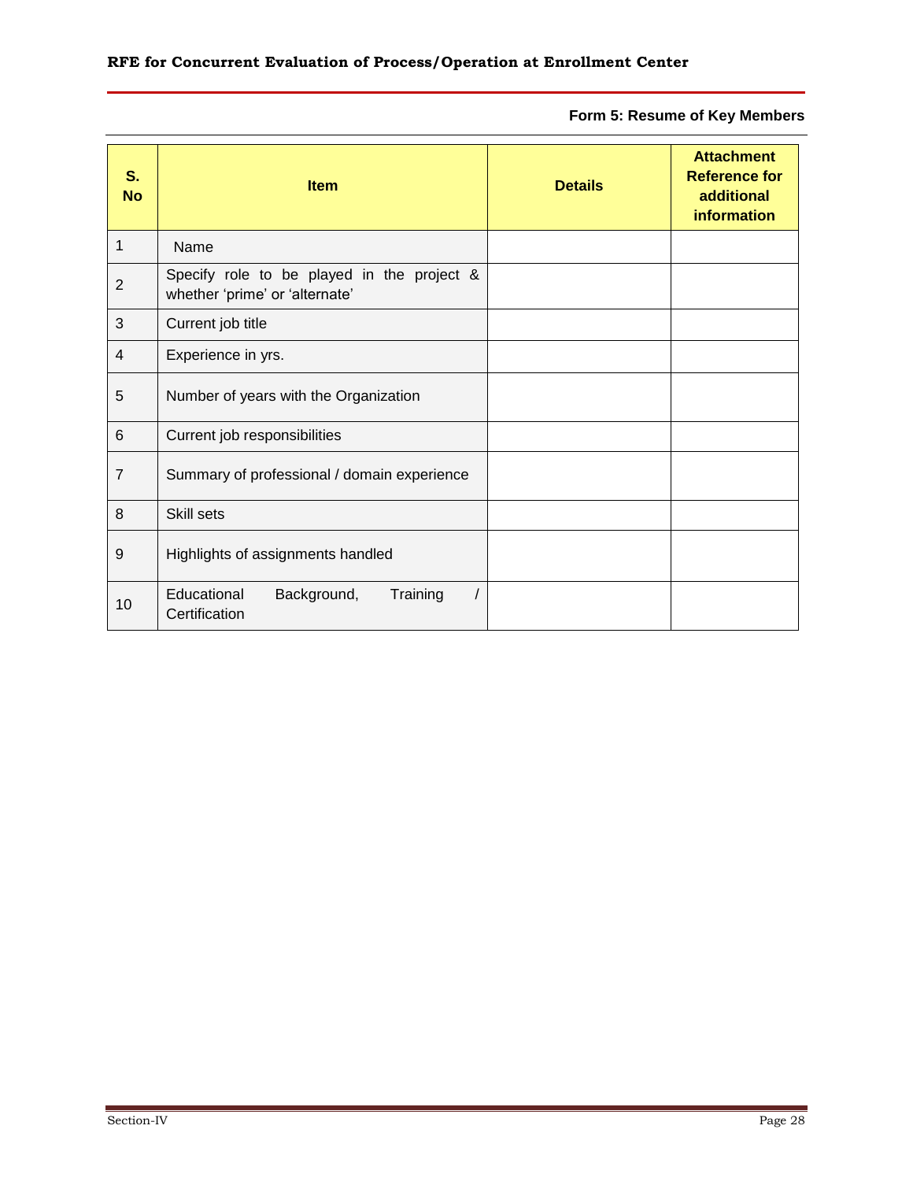**Form 5: Resume of Key Members**

| S. No | Item | Details | Attachment Reference for additional information |
|---|---|---|---|
| 1 | Name | | |
| 2 | Specify role to be played in the project & whether 'prime' or 'alternate' | | |
| 3 | Current job title | | |
| 4 | Experience in yrs. | | |
| 5 | Number of years with the Organization | | |
| 6 | Current job responsibilities | | |
| 7 | Summary of professional / domain experience | | |
| 8 | Skill sets | | |
| 9 | Highlights of assignments handled | | |
| 10 | Educational Background, Training / Certification | | |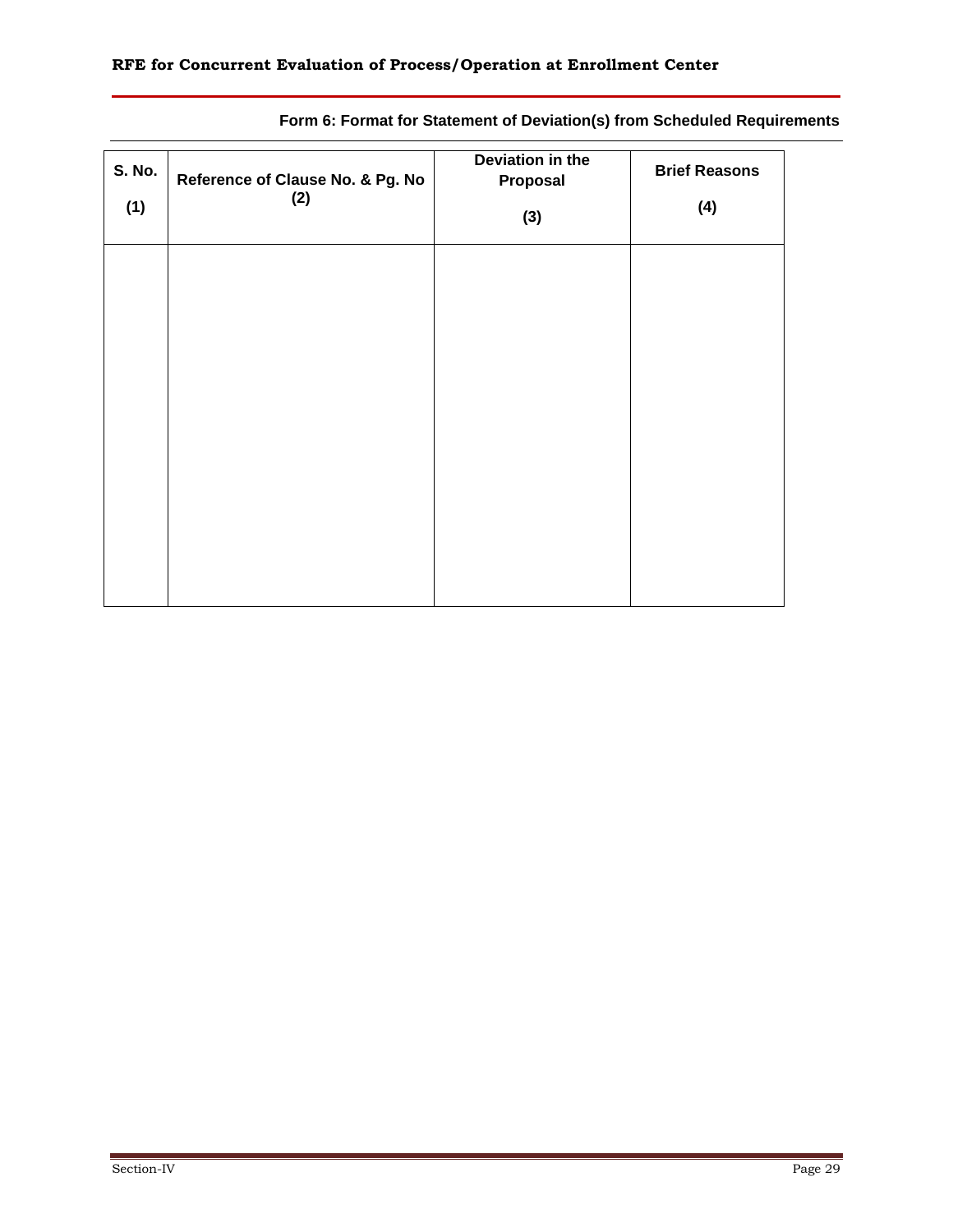**Form 6: Format for Statement of Deviation(s) from Scheduled Requirements**

| S. No. (1) | Reference of Clause No. & Pg. No (2) | Deviation in the Proposal (3) | Brief Reasons (4) |
|---|---|---|---|
| | | | |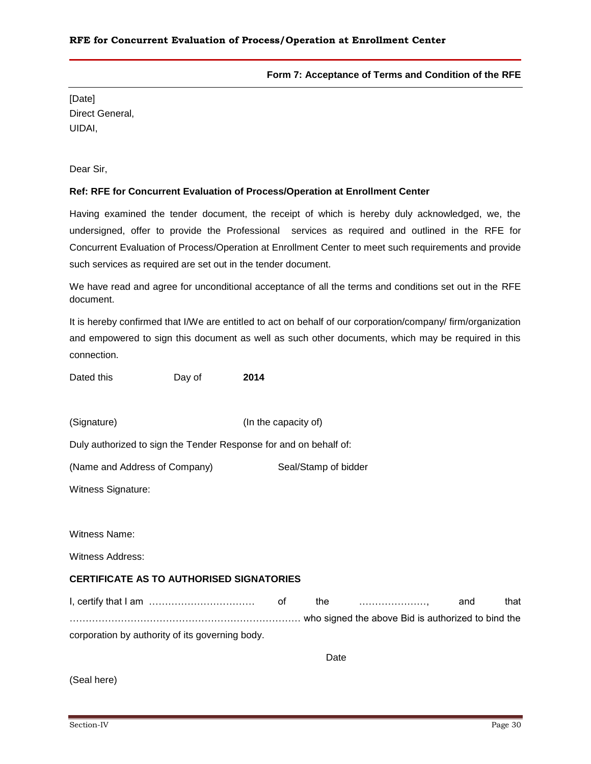**Form 7: Acceptance of Terms and Condition of the RFE**

[Date]
Direct General,
UIDAI,

Dear Sir,

**Ref: RFE for Concurrent Evaluation of Process/Operation at Enrollment Center**

Having examined the tender document, the receipt of which is hereby duly acknowledged, we, the undersigned, offer to provide the Professional services as required and outlined in the RFE for Concurrent Evaluation of Process/Operation at Enrollment Center to meet such requirements and provide such services as required are set out in the tender document.

We have read and agree for unconditional acceptance of all the terms and conditions set out in the RFE document.

It is hereby confirmed that I/We are entitled to act on behalf of our corporation/company/ firm/organization and empowered to sign this document as well as such other documents, which may be required in this connection.

Dated this Day of **2014**

(Signature) (In the capacity of)

Duly authorized to sign the Tender Response for and on behalf of:

(Name and Address of Company) Seal/Stamp of bidder

Witness Signature:

Witness Name:

Witness Address:

**CERTIFICATE AS TO AUTHORISED SIGNATORIES**

I, certify that I am …………………………… of the …………………, and that ……………………………………………………………… who signed the above Bid is authorized to bind the corporation by authority of its governing body.

Date

(Seal here)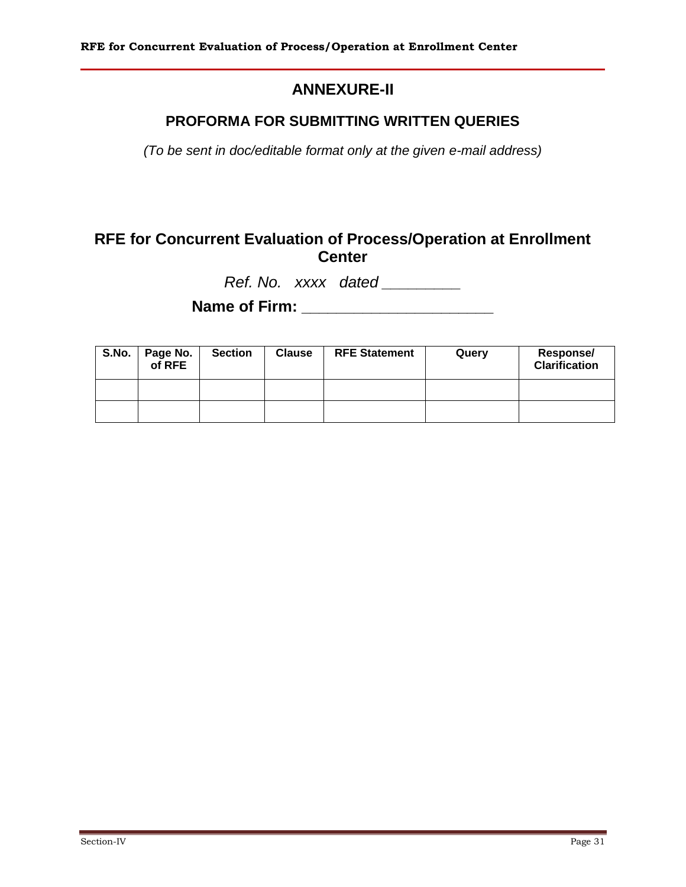# ANNEXURE-II

## PROFORMA FOR SUBMITTING WRITTEN QUERIES

*(To be sent in doc/editable format only at the given e-mail address)*

## RFE for Concurrent Evaluation of Process/Operation at Enrollment Center

*Ref. No. xxxx dated ________*

**Name of Firm: ____________________**

| S.No. | Page No. of RFE | Section | Clause | RFE Statement | Query | Response/ Clarification |
|---|---|---|---|---|---|---|
| | | | | | | |
| | | | | | | |